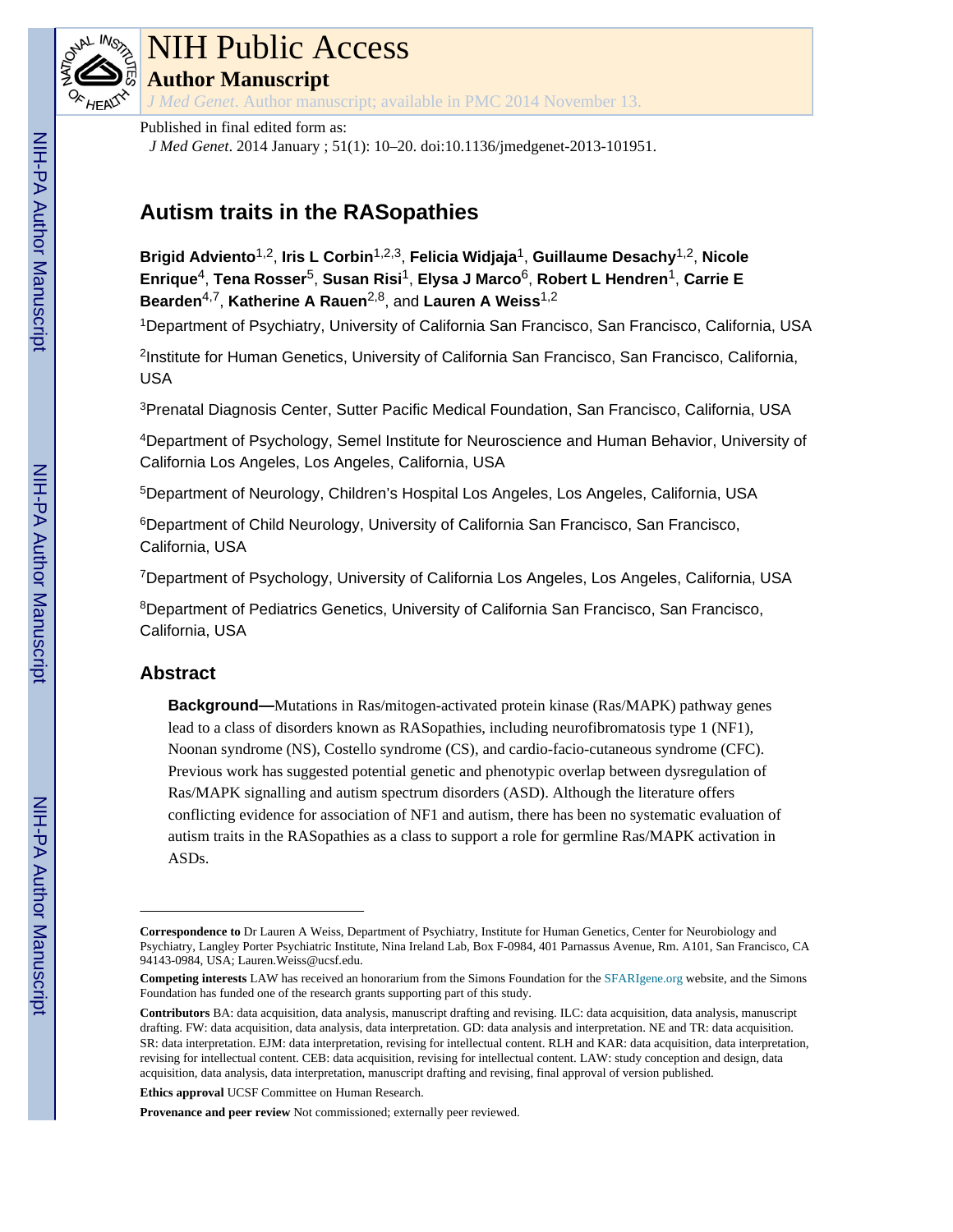# NIH Public Access

## Author Manuscript

*J Med Genet*. Author manuscript; available in PMC 2014 November 13.

Published in final edited form as:

*J Med Genet*. 2014 January ; 51(1): 10–20. doi:10.1136/jmedgenet-2013-101951.

# Autism traits in the RASopathies

**Brigid Adviento**[1,2], **Iris L Corbin**[1,2,3], **Felicia Widjaja**[1], **Guillaume Desachy**[1,2], **Nicole Enrique**[4], **Tena Rosser**[5], **Susan Risi**[1], **Elysa J Marco**[6], **Robert L Hendren**[1], **Carrie E Bearden**[4,7], **Katherine A Rauen**[2,8], and **Lauren A Weiss**[1,2]

[1]Department of Psychiatry, University of California San Francisco, San Francisco, California, USA

[2]Institute for Human Genetics, University of California San Francisco, San Francisco, California, USA

[3]Prenatal Diagnosis Center, Sutter Pacific Medical Foundation, San Francisco, California, USA

[4]Department of Psychology, Semel Institute for Neuroscience and Human Behavior, University of California Los Angeles, Los Angeles, California, USA

[5]Department of Neurology, Children's Hospital Los Angeles, Los Angeles, California, USA

[6]Department of Child Neurology, University of California San Francisco, San Francisco, California, USA

[7]Department of Psychology, University of California Los Angeles, Los Angeles, California, USA

[8]Department of Pediatrics Genetics, University of California San Francisco, San Francisco, California, USA

## Abstract

**Background—**Mutations in Ras/mitogen-activated protein kinase (Ras/MAPK) pathway genes lead to a class of disorders known as RASopathies, including neurofibromatosis type 1 (NF1), Noonan syndrome (NS), Costello syndrome (CS), and cardio-facio-cutaneous syndrome (CFC). Previous work has suggested potential genetic and phenotypic overlap between dysregulation of Ras/MAPK signalling and autism spectrum disorders (ASD). Although the literature offers conflicting evidence for association of NF1 and autism, there has been no systematic evaluation of autism traits in the RASopathies as a class to support a role for germline Ras/MAPK activation in ASDs.

---

**Correspondence to** Dr Lauren A Weiss, Department of Psychiatry, Institute for Human Genetics, Center for Neurobiology and Psychiatry, Langley Porter Psychiatric Institute, Nina Ireland Lab, Box F-0984, 401 Parnassus Avenue, Rm. A101, San Francisco, CA 94143-0984, USA; Lauren.Weiss@ucsf.edu.

**Competing interests** LAW has received an honorarium from the Simons Foundation for the SFARIgene.org website, and the Simons Foundation has funded one of the research grants supporting part of this study.

**Contributors** BA: data acquisition, data analysis, manuscript drafting and revising. ILC: data acquisition, data analysis, manuscript drafting. FW: data acquisition, data analysis, data interpretation. GD: data analysis and interpretation. NE and TR: data acquisition. SR: data interpretation. EJM: data interpretation, revising for intellectual content. RLH and KAR: data acquisition, data interpretation, revising for intellectual content. CEB: data acquisition, revising for intellectual content. LAW: study conception and design, data acquisition, data analysis, data interpretation, manuscript drafting and revising, final approval of version published.

**Ethics approval** UCSF Committee on Human Research.

**Provenance and peer review** Not commissioned; externally peer reviewed.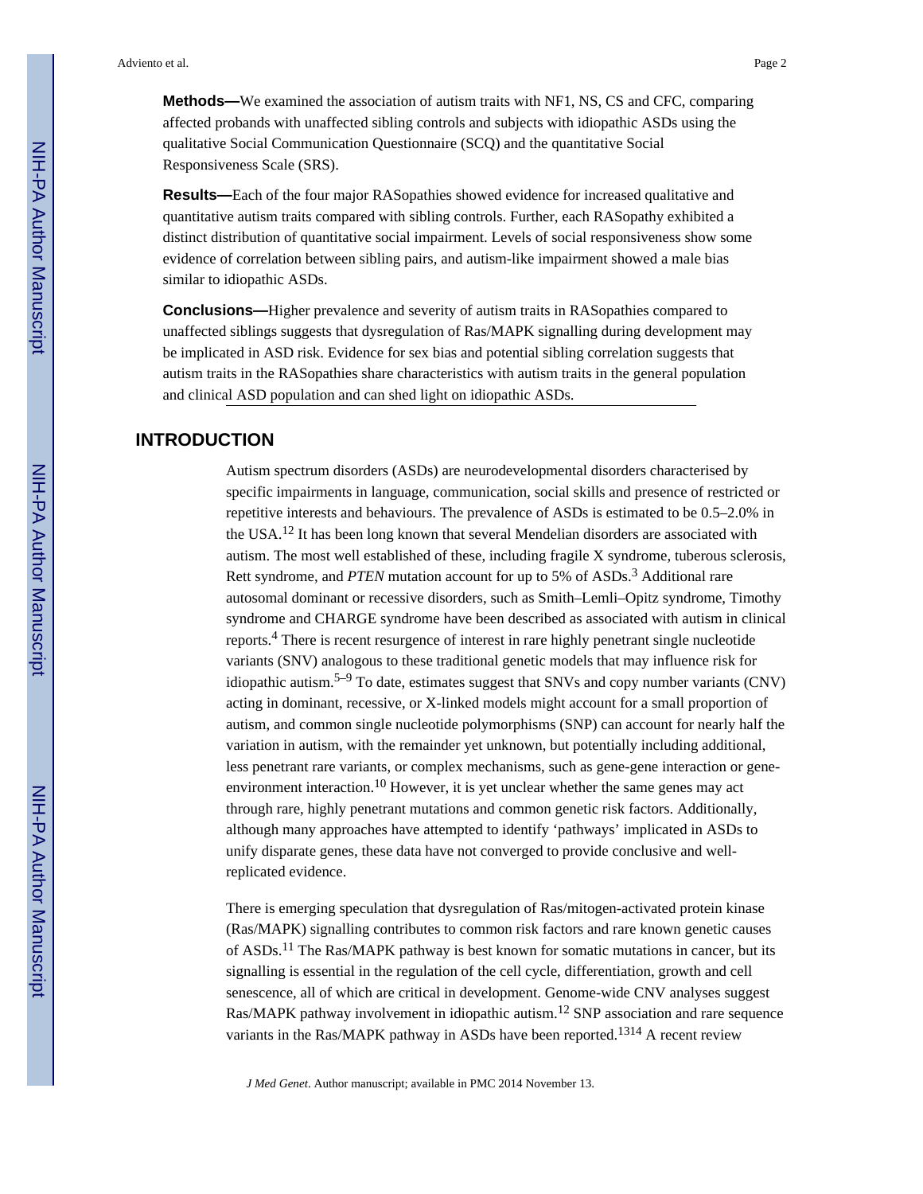**Methods—**We examined the association of autism traits with NF1, NS, CS and CFC, comparing affected probands with unaffected sibling controls and subjects with idiopathic ASDs using the qualitative Social Communication Questionnaire (SCQ) and the quantitative Social Responsiveness Scale (SRS).

**Results—**Each of the four major RASopathies showed evidence for increased qualitative and quantitative autism traits compared with sibling controls. Further, each RASopathy exhibited a distinct distribution of quantitative social impairment. Levels of social responsiveness show some evidence of correlation between sibling pairs, and autism-like impairment showed a male bias similar to idiopathic ASDs.

**Conclusions—**Higher prevalence and severity of autism traits in RASopathies compared to unaffected siblings suggests that dysregulation of Ras/MAPK signalling during development may be implicated in ASD risk. Evidence for sex bias and potential sibling correlation suggests that autism traits in the RASopathies share characteristics with autism traits in the general population and clinical ASD population and can shed light on idiopathic ASDs.

## INTRODUCTION

Autism spectrum disorders (ASDs) are neurodevelopmental disorders characterised by specific impairments in language, communication, social skills and presence of restricted or repetitive interests and behaviours. The prevalence of ASDs is estimated to be 0.5–2.0% in the USA.[12] It has been long known that several Mendelian disorders are associated with autism. The most well established of these, including fragile X syndrome, tuberous sclerosis, Rett syndrome, and *PTEN* mutation account for up to 5% of ASDs.[3] Additional rare autosomal dominant or recessive disorders, such as Smith–Lemli–Opitz syndrome, Timothy syndrome and CHARGE syndrome have been described as associated with autism in clinical reports.[4] There is recent resurgence of interest in rare highly penetrant single nucleotide variants (SNV) analogous to these traditional genetic models that may influence risk for idiopathic autism.[5–9] To date, estimates suggest that SNVs and copy number variants (CNV) acting in dominant, recessive, or X-linked models might account for a small proportion of autism, and common single nucleotide polymorphisms (SNP) can account for nearly half the variation in autism, with the remainder yet unknown, but potentially including additional, less penetrant rare variants, or complex mechanisms, such as gene-gene interaction or gene-environment interaction.[10] However, it is yet unclear whether the same genes may act through rare, highly penetrant mutations and common genetic risk factors. Additionally, although many approaches have attempted to identify 'pathways' implicated in ASDs to unify disparate genes, these data have not converged to provide conclusive and well-replicated evidence.

There is emerging speculation that dysregulation of Ras/mitogen-activated protein kinase (Ras/MAPK) signalling contributes to common risk factors and rare known genetic causes of ASDs.[11] The Ras/MAPK pathway is best known for somatic mutations in cancer, but its signalling is essential in the regulation of the cell cycle, differentiation, growth and cell senescence, all of which are critical in development. Genome-wide CNV analyses suggest Ras/MAPK pathway involvement in idiopathic autism.[12] SNP association and rare sequence variants in the Ras/MAPK pathway in ASDs have been reported.[13,14] A recent review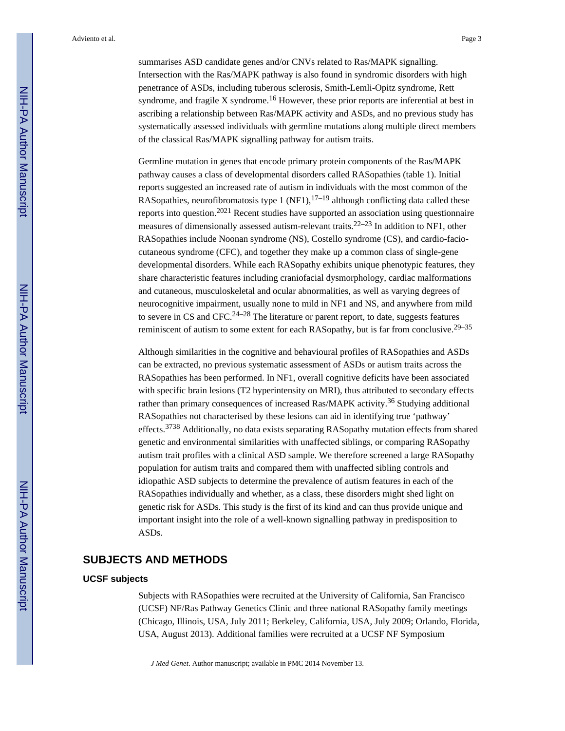summarises ASD candidate genes and/or CNVs related to Ras/MAPK signalling. Intersection with the Ras/MAPK pathway is also found in syndromic disorders with high penetrance of ASDs, including tuberous sclerosis, Smith-Lemli-Opitz syndrome, Rett syndrome, and fragile X syndrome.[16] However, these prior reports are inferential at best in ascribing a relationship between Ras/MAPK activity and ASDs, and no previous study has systematically assessed individuals with germline mutations along multiple direct members of the classical Ras/MAPK signalling pathway for autism traits.

Germline mutation in genes that encode primary protein components of the Ras/MAPK pathway causes a class of developmental disorders called RASopathies (table 1). Initial reports suggested an increased rate of autism in individuals with the most common of the RASopathies, neurofibromatosis type 1 (NF1),[17–19] although conflicting data called these reports into question.[2021] Recent studies have supported an association using questionnaire measures of dimensionally assessed autism-relevant traits.[22–23] In addition to NF1, other RASopathies include Noonan syndrome (NS), Costello syndrome (CS), and cardio-facio-cutaneous syndrome (CFC), and together they make up a common class of single-gene developmental disorders. While each RASopathy exhibits unique phenotypic features, they share characteristic features including craniofacial dysmorphology, cardiac malformations and cutaneous, musculoskeletal and ocular abnormalities, as well as varying degrees of neurocognitive impairment, usually none to mild in NF1 and NS, and anywhere from mild to severe in CS and CFC.[24–28] The literature or parent report, to date, suggests features reminiscent of autism to some extent for each RASopathy, but is far from conclusive.[29–35]

Although similarities in the cognitive and behavioural profiles of RASopathies and ASDs can be extracted, no previous systematic assessment of ASDs or autism traits across the RASopathies has been performed. In NF1, overall cognitive deficits have been associated with specific brain lesions (T2 hyperintensity on MRI), thus attributed to secondary effects rather than primary consequences of increased Ras/MAPK activity.[36] Studying additional RASopathies not characterised by these lesions can aid in identifying true 'pathway' effects.[3738] Additionally, no data exists separating RASopathy mutation effects from shared genetic and environmental similarities with unaffected siblings, or comparing RASopathy autism trait profiles with a clinical ASD sample. We therefore screened a large RASopathy population for autism traits and compared them with unaffected sibling controls and idiopathic ASD subjects to determine the prevalence of autism features in each of the RASopathies individually and whether, as a class, these disorders might shed light on genetic risk for ASDs. This study is the first of its kind and can thus provide unique and important insight into the role of a well-known signalling pathway in predisposition to ASDs.

## SUBJECTS AND METHODS

### UCSF subjects

Subjects with RASopathies were recruited at the University of California, San Francisco (UCSF) NF/Ras Pathway Genetics Clinic and three national RASopathy family meetings (Chicago, Illinois, USA, July 2011; Berkeley, California, USA, July 2009; Orlando, Florida, USA, August 2013). Additional families were recruited at a UCSF NF Symposium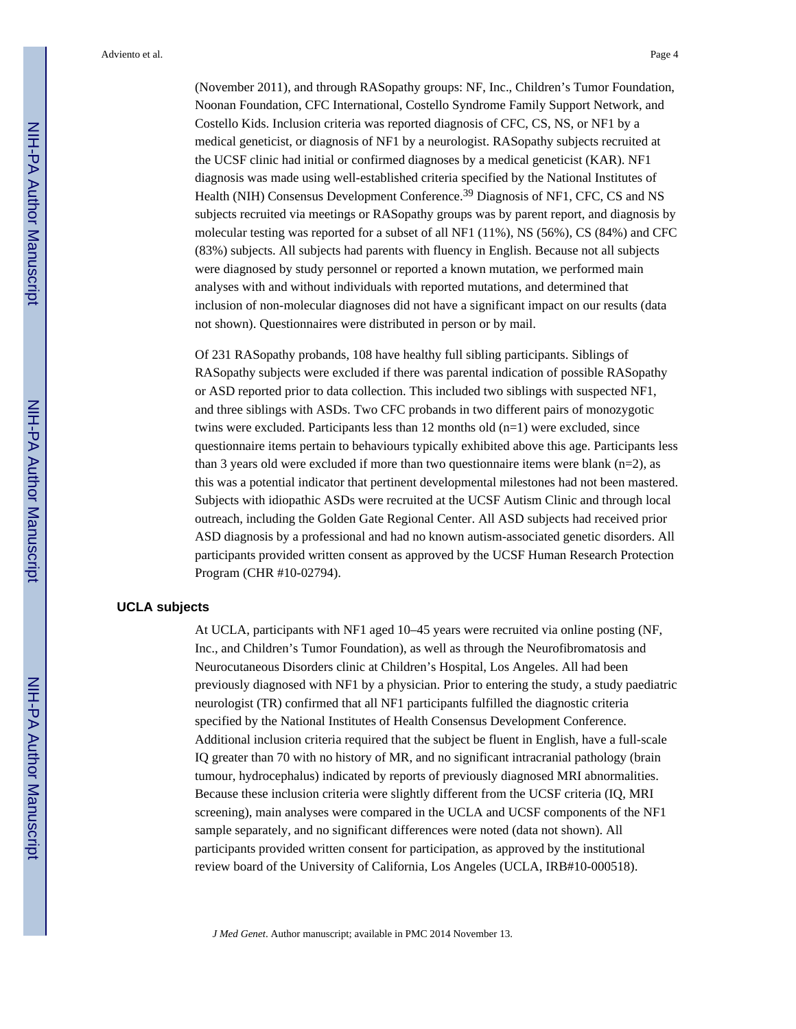(November 2011), and through RASopathy groups: NF, Inc., Children's Tumor Foundation, Noonan Foundation, CFC International, Costello Syndrome Family Support Network, and Costello Kids. Inclusion criteria was reported diagnosis of CFC, CS, NS, or NF1 by a medical geneticist, or diagnosis of NF1 by a neurologist. RASopathy subjects recruited at the UCSF clinic had initial or confirmed diagnoses by a medical geneticist (KAR). NF1 diagnosis was made using well-established criteria specified by the National Institutes of Health (NIH) Consensus Development Conference.[39] Diagnosis of NF1, CFC, CS and NS subjects recruited via meetings or RASopathy groups was by parent report, and diagnosis by molecular testing was reported for a subset of all NF1 (11%), NS (56%), CS (84%) and CFC (83%) subjects. All subjects had parents with fluency in English. Because not all subjects were diagnosed by study personnel or reported a known mutation, we performed main analyses with and without individuals with reported mutations, and determined that inclusion of non-molecular diagnoses did not have a significant impact on our results (data not shown). Questionnaires were distributed in person or by mail.

Of 231 RASopathy probands, 108 have healthy full sibling participants. Siblings of RASopathy subjects were excluded if there was parental indication of possible RASopathy or ASD reported prior to data collection. This included two siblings with suspected NF1, and three siblings with ASDs. Two CFC probands in two different pairs of monozygotic twins were excluded. Participants less than 12 months old (n=1) were excluded, since questionnaire items pertain to behaviours typically exhibited above this age. Participants less than 3 years old were excluded if more than two questionnaire items were blank (n=2), as this was a potential indicator that pertinent developmental milestones had not been mastered. Subjects with idiopathic ASDs were recruited at the UCSF Autism Clinic and through local outreach, including the Golden Gate Regional Center. All ASD subjects had received prior ASD diagnosis by a professional and had no known autism-associated genetic disorders. All participants provided written consent as approved by the UCSF Human Research Protection Program (CHR #10-02794).

## UCLA subjects

At UCLA, participants with NF1 aged 10–45 years were recruited via online posting (NF, Inc., and Children's Tumor Foundation), as well as through the Neurofibromatosis and Neurocutaneous Disorders clinic at Children's Hospital, Los Angeles. All had been previously diagnosed with NF1 by a physician. Prior to entering the study, a study paediatric neurologist (TR) confirmed that all NF1 participants fulfilled the diagnostic criteria specified by the National Institutes of Health Consensus Development Conference. Additional inclusion criteria required that the subject be fluent in English, have a full-scale IQ greater than 70 with no history of MR, and no significant intracranial pathology (brain tumour, hydrocephalus) indicated by reports of previously diagnosed MRI abnormalities. Because these inclusion criteria were slightly different from the UCSF criteria (IQ, MRI screening), main analyses were compared in the UCLA and UCSF components of the NF1 sample separately, and no significant differences were noted (data not shown). All participants provided written consent for participation, as approved by the institutional review board of the University of California, Los Angeles (UCLA, IRB#10-000518).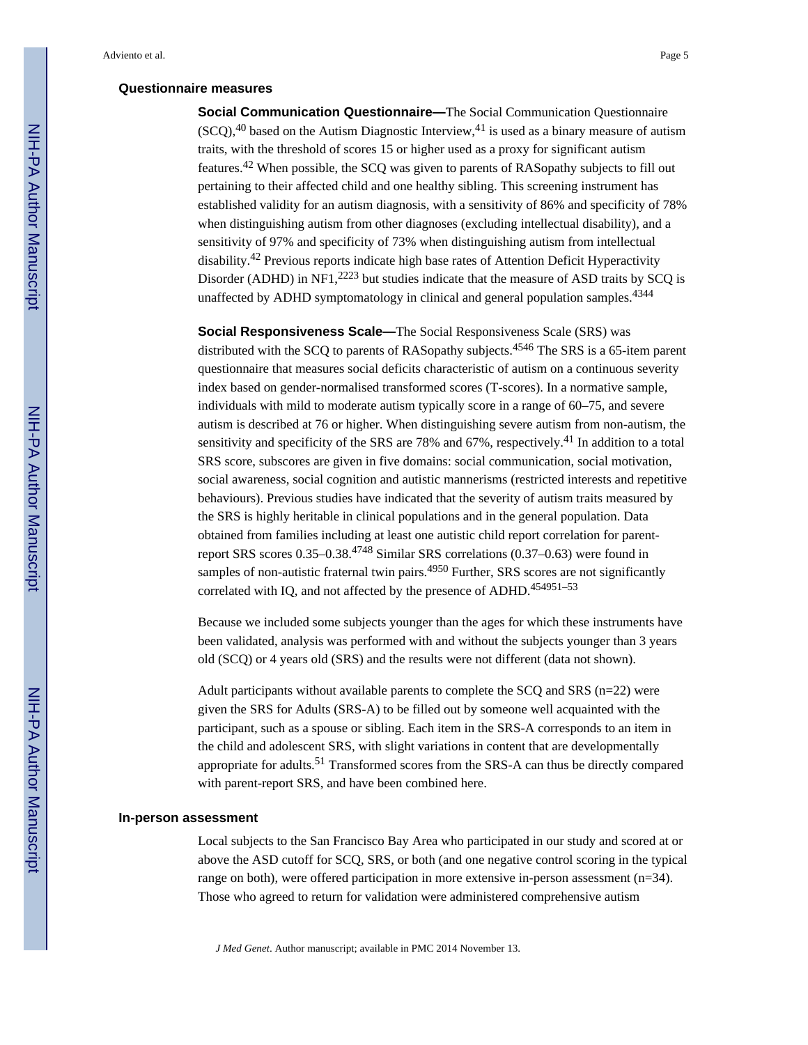### Questionnaire measures

**Social Communication Questionnaire—**The Social Communication Questionnaire (SCQ),[40] based on the Autism Diagnostic Interview,[41] is used as a binary measure of autism traits, with the threshold of scores 15 or higher used as a proxy for significant autism features.[42] When possible, the SCQ was given to parents of RASopathy subjects to fill out pertaining to their affected child and one healthy sibling. This screening instrument has established validity for an autism diagnosis, with a sensitivity of 86% and specificity of 78% when distinguishing autism from other diagnoses (excluding intellectual disability), and a sensitivity of 97% and specificity of 73% when distinguishing autism from intellectual disability.[42] Previous reports indicate high base rates of Attention Deficit Hyperactivity Disorder (ADHD) in NF1,[22,23] but studies indicate that the measure of ASD traits by SCQ is unaffected by ADHD symptomatology in clinical and general population samples.[43,44]

**Social Responsiveness Scale—**The Social Responsiveness Scale (SRS) was distributed with the SCQ to parents of RASopathy subjects.[45,46] The SRS is a 65-item parent questionnaire that measures social deficits characteristic of autism on a continuous severity index based on gender-normalised transformed scores (T-scores). In a normative sample, individuals with mild to moderate autism typically score in a range of 60–75, and severe autism is described at 76 or higher. When distinguishing severe autism from non-autism, the sensitivity and specificity of the SRS are 78% and 67%, respectively.[41] In addition to a total SRS score, subscores are given in five domains: social communication, social motivation, social awareness, social cognition and autistic mannerisms (restricted interests and repetitive behaviours). Previous studies have indicated that the severity of autism traits measured by the SRS is highly heritable in clinical populations and in the general population. Data obtained from families including at least one autistic child report correlation for parent-report SRS scores 0.35–0.38.[47,48] Similar SRS correlations (0.37–0.63) were found in samples of non-autistic fraternal twin pairs.[49,50] Further, SRS scores are not significantly correlated with IQ, and not affected by the presence of ADHD.[45,49,51–53]

Because we included some subjects younger than the ages for which these instruments have been validated, analysis was performed with and without the subjects younger than 3 years old (SCQ) or 4 years old (SRS) and the results were not different (data not shown).

Adult participants without available parents to complete the SCQ and SRS (n=22) were given the SRS for Adults (SRS-A) to be filled out by someone well acquainted with the participant, such as a spouse or sibling. Each item in the SRS-A corresponds to an item in the child and adolescent SRS, with slight variations in content that are developmentally appropriate for adults.[51] Transformed scores from the SRS-A can thus be directly compared with parent-report SRS, and have been combined here.

### In-person assessment

Local subjects to the San Francisco Bay Area who participated in our study and scored at or above the ASD cutoff for SCQ, SRS, or both (and one negative control scoring in the typical range on both), were offered participation in more extensive in-person assessment (n=34). Those who agreed to return for validation were administered comprehensive autism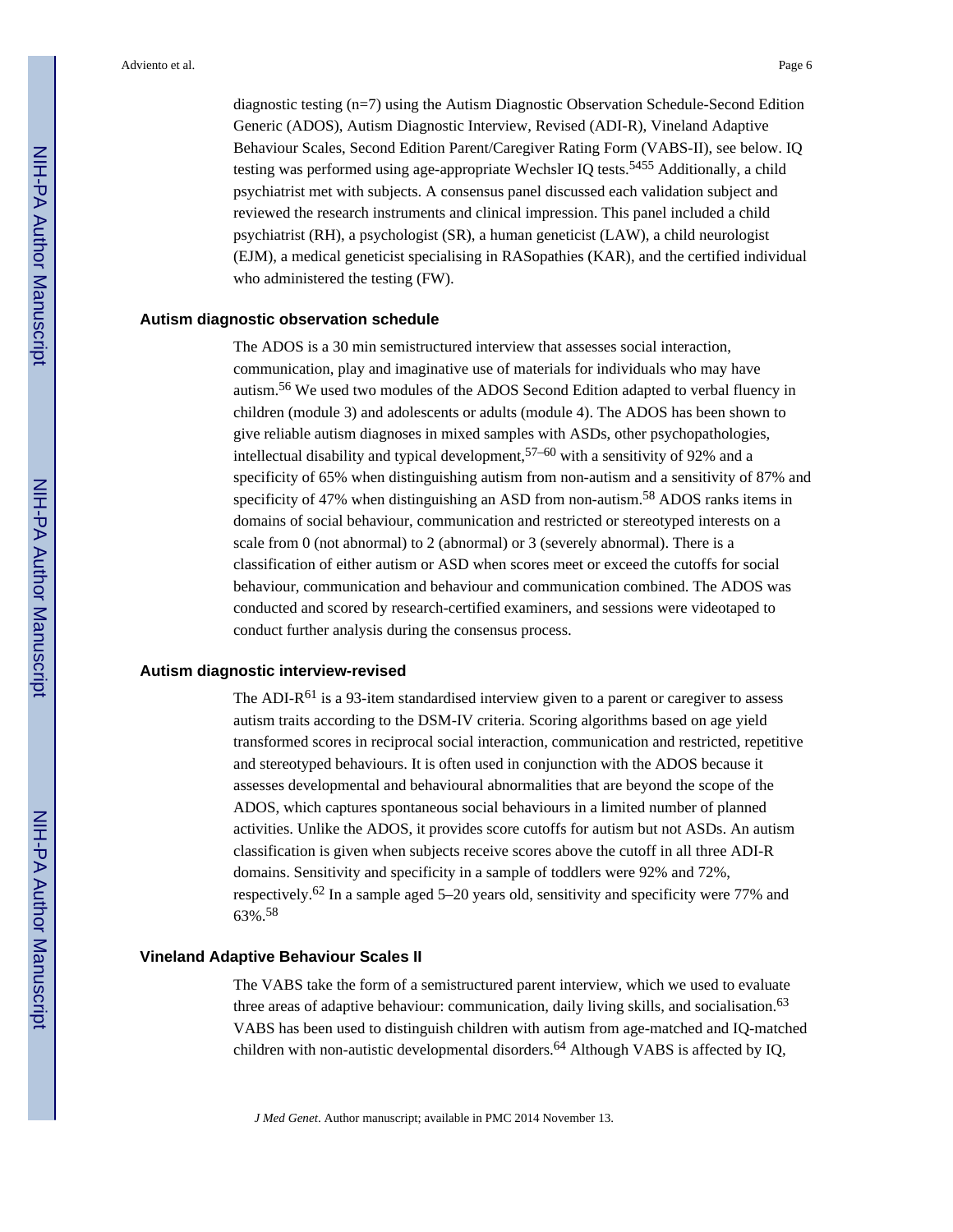diagnostic testing (n=7) using the Autism Diagnostic Observation Schedule-Second Edition Generic (ADOS), Autism Diagnostic Interview, Revised (ADI-R), Vineland Adaptive Behaviour Scales, Second Edition Parent/Caregiver Rating Form (VABS-II), see below. IQ testing was performed using age-appropriate Wechsler IQ tests.[54,55] Additionally, a child psychiatrist met with subjects. A consensus panel discussed each validation subject and reviewed the research instruments and clinical impression. This panel included a child psychiatrist (RH), a psychologist (SR), a human geneticist (LAW), a child neurologist (EJM), a medical geneticist specialising in RASopathies (KAR), and the certified individual who administered the testing (FW).

### Autism diagnostic observation schedule

The ADOS is a 30 min semistructured interview that assesses social interaction, communication, play and imaginative use of materials for individuals who may have autism.[56] We used two modules of the ADOS Second Edition adapted to verbal fluency in children (module 3) and adolescents or adults (module 4). The ADOS has been shown to give reliable autism diagnoses in mixed samples with ASDs, other psychopathologies, intellectual disability and typical development,[57–60] with a sensitivity of 92% and a specificity of 65% when distinguishing autism from non-autism and a sensitivity of 87% and specificity of 47% when distinguishing an ASD from non-autism.[58] ADOS ranks items in domains of social behaviour, communication and restricted or stereotyped interests on a scale from 0 (not abnormal) to 2 (abnormal) or 3 (severely abnormal). There is a classification of either autism or ASD when scores meet or exceed the cutoffs for social behaviour, communication and behaviour and communication combined. The ADOS was conducted and scored by research-certified examiners, and sessions were videotaped to conduct further analysis during the consensus process.

### Autism diagnostic interview-revised

The ADI-R[61] is a 93-item standardised interview given to a parent or caregiver to assess autism traits according to the DSM-IV criteria. Scoring algorithms based on age yield transformed scores in reciprocal social interaction, communication and restricted, repetitive and stereotyped behaviours. It is often used in conjunction with the ADOS because it assesses developmental and behavioural abnormalities that are beyond the scope of the ADOS, which captures spontaneous social behaviours in a limited number of planned activities. Unlike the ADOS, it provides score cutoffs for autism but not ASDs. An autism classification is given when subjects receive scores above the cutoff in all three ADI-R domains. Sensitivity and specificity in a sample of toddlers were 92% and 72%, respectively.[62] In a sample aged 5–20 years old, sensitivity and specificity were 77% and 63%.[58]

### Vineland Adaptive Behaviour Scales II

The VABS take the form of a semistructured parent interview, which we used to evaluate three areas of adaptive behaviour: communication, daily living skills, and socialisation.[63] VABS has been used to distinguish children with autism from age-matched and IQ-matched children with non-autistic developmental disorders.[64] Although VABS is affected by IQ,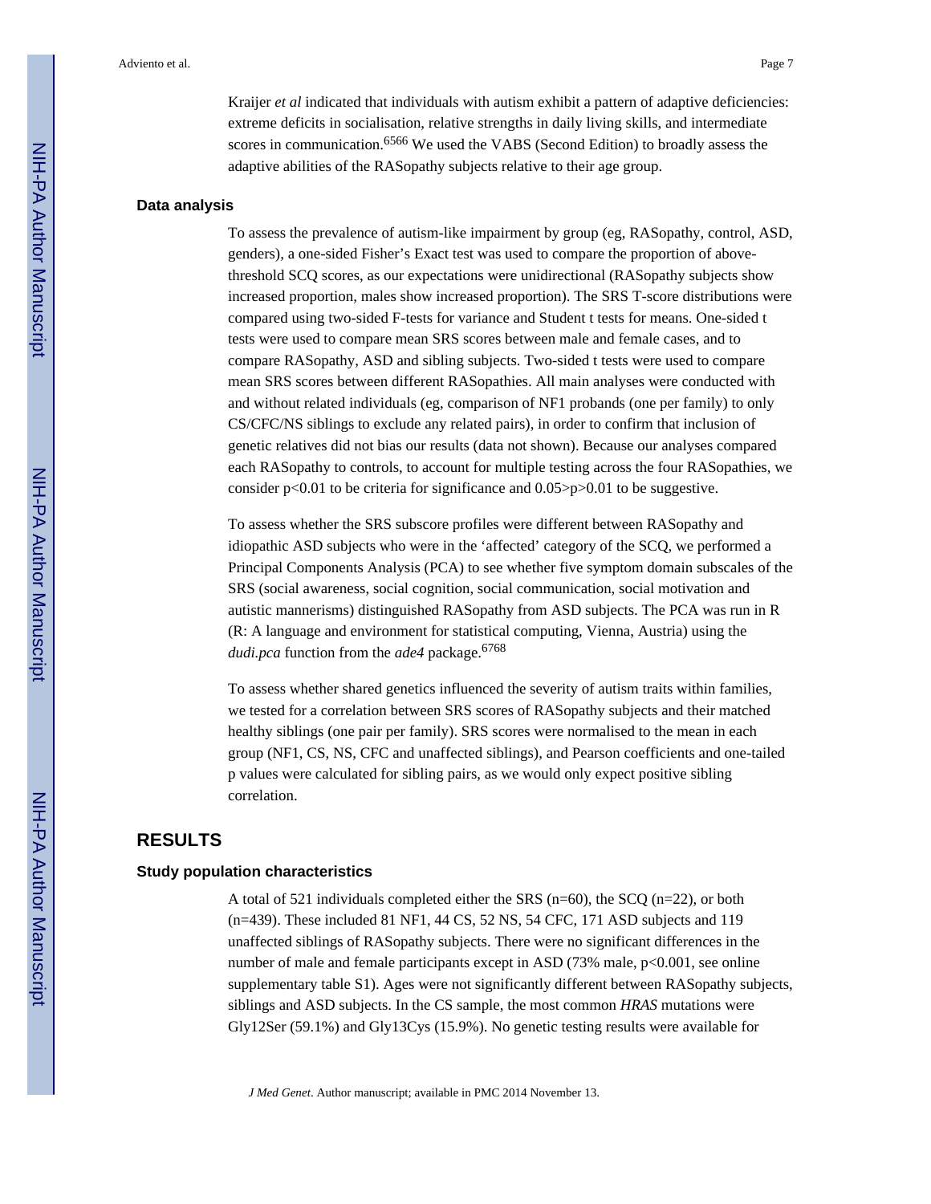Kraijer *et al* indicated that individuals with autism exhibit a pattern of adaptive deficiencies: extreme deficits in socialisation, relative strengths in daily living skills, and intermediate scores in communication.[65,66] We used the VABS (Second Edition) to broadly assess the adaptive abilities of the RASopathy subjects relative to their age group.

### Data analysis

To assess the prevalence of autism-like impairment by group (eg, RASopathy, control, ASD, genders), a one-sided Fisher's Exact test was used to compare the proportion of above-threshold SCQ scores, as our expectations were unidirectional (RASopathy subjects show increased proportion, males show increased proportion). The SRS T-score distributions were compared using two-sided F-tests for variance and Student t tests for means. One-sided t tests were used to compare mean SRS scores between male and female cases, and to compare RASopathy, ASD and sibling subjects. Two-sided t tests were used to compare mean SRS scores between different RASopathies. All main analyses were conducted with and without related individuals (eg, comparison of NF1 probands (one per family) to only CS/CFC/NS siblings to exclude any related pairs), in order to confirm that inclusion of genetic relatives did not bias our results (data not shown). Because our analyses compared each RASopathy to controls, to account for multiple testing across the four RASopathies, we consider $p<0.01$ to be criteria for significance and $0.05>p>0.01$ to be suggestive.

To assess whether the SRS subscore profiles were different between RASopathy and idiopathic ASD subjects who were in the 'affected' category of the SCQ, we performed a Principal Components Analysis (PCA) to see whether five symptom domain subscales of the SRS (social awareness, social cognition, social communication, social motivation and autistic mannerisms) distinguished RASopathy from ASD subjects. The PCA was run in R (R: A language and environment for statistical computing, Vienna, Austria) using the *dudi.pca* function from the *ade4* package.[67,68]

To assess whether shared genetics influenced the severity of autism traits within families, we tested for a correlation between SRS scores of RASopathy subjects and their matched healthy siblings (one pair per family). SRS scores were normalised to the mean in each group (NF1, CS, NS, CFC and unaffected siblings), and Pearson coefficients and one-tailed p values were calculated for sibling pairs, as we would only expect positive sibling correlation.

## RESULTS

### Study population characteristics

A total of 521 individuals completed either the SRS (n=60), the SCQ (n=22), or both (n=439). These included 81 NF1, 44 CS, 52 NS, 54 CFC, 171 ASD subjects and 119 unaffected siblings of RASopathy subjects. There were no significant differences in the number of male and female participants except in ASD (73% male, $p<0.001$, see online supplementary table S1). Ages were not significantly different between RASopathy subjects, siblings and ASD subjects. In the CS sample, the most common *HRAS* mutations were Gly12Ser (59.1%) and Gly13Cys (15.9%). No genetic testing results were available for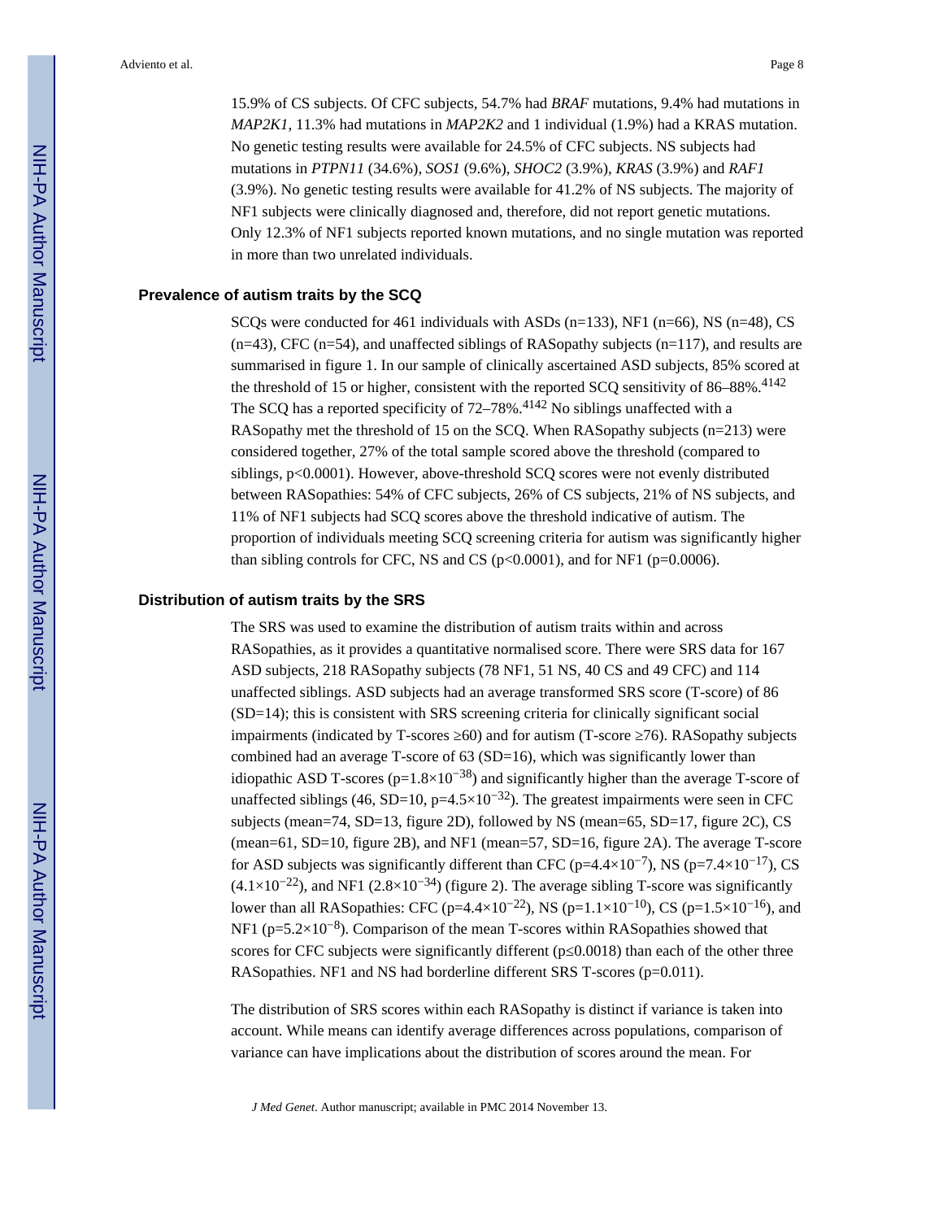15.9% of CS subjects. Of CFC subjects, 54.7% had *BRAF* mutations, 9.4% had mutations in *MAP2K1*, 11.3% had mutations in *MAP2K2* and 1 individual (1.9%) had a KRAS mutation. No genetic testing results were available for 24.5% of CFC subjects. NS subjects had mutations in *PTPN11* (34.6%), *SOS1* (9.6%), *SHOC2* (3.9%), *KRAS* (3.9%) and *RAF1* (3.9%). No genetic testing results were available for 41.2% of NS subjects. The majority of NF1 subjects were clinically diagnosed and, therefore, did not report genetic mutations. Only 12.3% of NF1 subjects reported known mutations, and no single mutation was reported in more than two unrelated individuals.

### Prevalence of autism traits by the SCQ

SCQs were conducted for 461 individuals with ASDs (n=133), NF1 (n=66), NS (n=48), CS (n=43), CFC (n=54), and unaffected siblings of RASopathy subjects (n=117), and results are summarised in figure 1. In our sample of clinically ascertained ASD subjects, 85% scored at the threshold of 15 or higher, consistent with the reported SCQ sensitivity of 86–88%.[41,42] The SCQ has a reported specificity of 72–78%.[41,42] No siblings unaffected with a RASopathy met the threshold of 15 on the SCQ. When RASopathy subjects (n=213) were considered together, 27% of the total sample scored above the threshold (compared to siblings, $p<0.0001$). However, above-threshold SCQ scores were not evenly distributed between RASopathies: 54% of CFC subjects, 26% of CS subjects, 21% of NS subjects, and 11% of NF1 subjects had SCQ scores above the threshold indicative of autism. The proportion of individuals meeting SCQ screening criteria for autism was significantly higher than sibling controls for CFC, NS and CS ($p<0.0001$), and for NF1 ($p=0.0006$).

### Distribution of autism traits by the SRS

The SRS was used to examine the distribution of autism traits within and across RASopathies, as it provides a quantitative normalised score. There were SRS data for 167 ASD subjects, 218 RASopathy subjects (78 NF1, 51 NS, 40 CS and 49 CFC) and 114 unaffected siblings. ASD subjects had an average transformed SRS score (T-score) of 86 (SD=14); this is consistent with SRS screening criteria for clinically significant social impairments (indicated by T-scores ≥60) and for autism (T-score ≥76). RASopathy subjects combined had an average T-score of 63 (SD=16), which was significantly lower than idiopathic ASD T-scores ($p=1.8\times10^{-38}$) and significantly higher than the average T-score of unaffected siblings (46, SD=10, $p=4.5\times10^{-32}$). The greatest impairments were seen in CFC subjects (mean=74, SD=13, figure 2D), followed by NS (mean=65, SD=17, figure 2C), CS (mean=61, SD=10, figure 2B), and NF1 (mean=57, SD=16, figure 2A). The average T-score for ASD subjects was significantly different than CFC ($p=4.4\times10^{-7}$), NS ($p=7.4\times10^{-17}$), CS ($4.1\times10^{-22}$), and NF1 ($2.8\times10^{-34}$) (figure 2). The average sibling T-score was significantly lower than all RASopathies: CFC ($p=4.4\times10^{-22}$), NS ($p=1.1\times10^{-10}$), CS ($p=1.5\times10^{-16}$), and NF1 ($p=5.2\times10^{-8}$). Comparison of the mean T-scores within RASopathies showed that scores for CFC subjects were significantly different ($p\leq0.0018$) than each of the other three RASopathies. NF1 and NS had borderline different SRS T-scores ($p=0.011$).

The distribution of SRS scores within each RASopathy is distinct if variance is taken into account. While means can identify average differences across populations, comparison of variance can have implications about the distribution of scores around the mean. For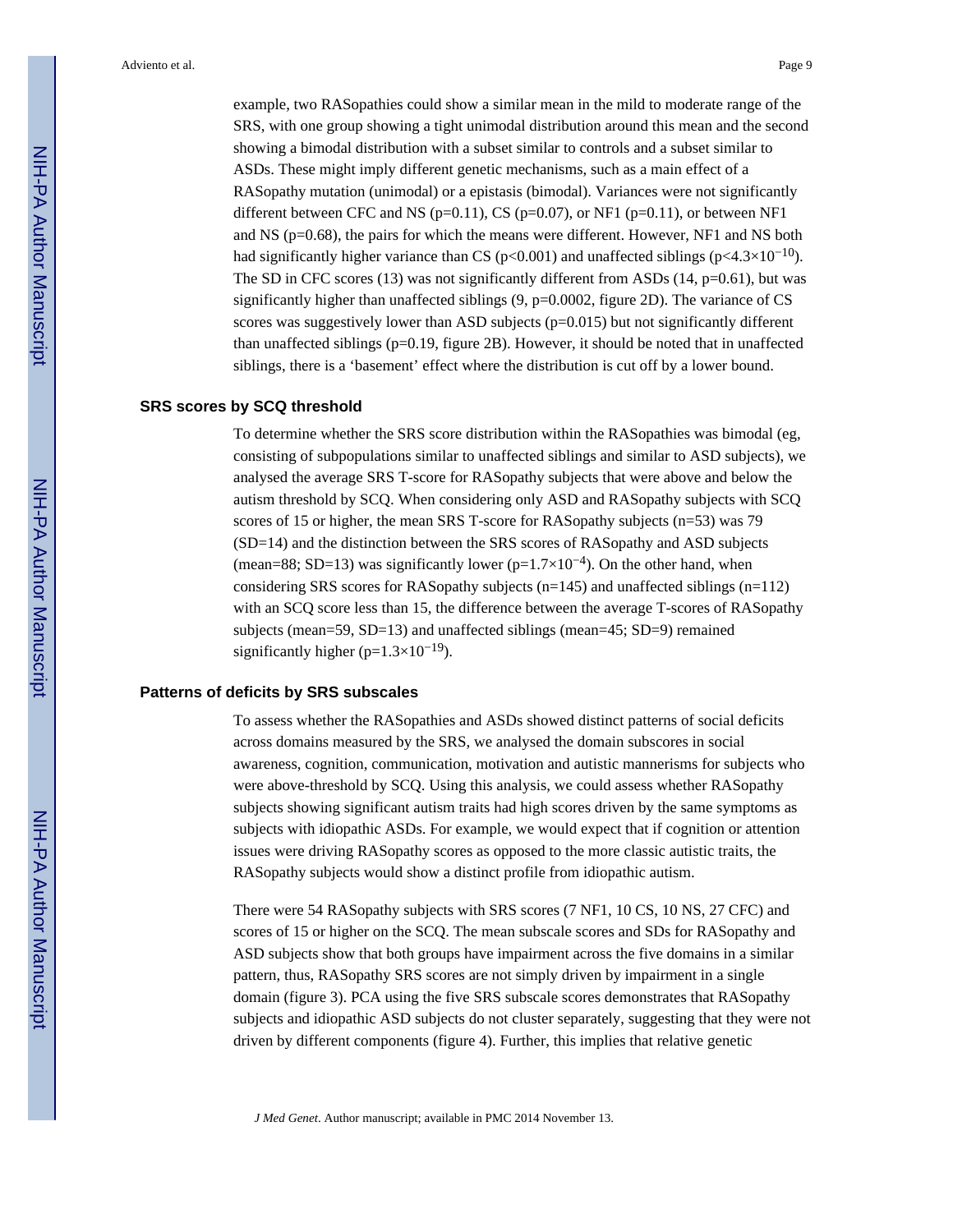example, two RASopathies could show a similar mean in the mild to moderate range of the SRS, with one group showing a tight unimodal distribution around this mean and the second showing a bimodal distribution with a subset similar to controls and a subset similar to ASDs. These might imply different genetic mechanisms, such as a main effect of a RASopathy mutation (unimodal) or a epistasis (bimodal). Variances were not significantly different between CFC and NS ($p=0.11$), CS ($p=0.07$), or NF1 ($p=0.11$), or between NF1 and NS ($p=0.68$), the pairs for which the means were different. However, NF1 and NS both had significantly higher variance than CS ($p<0.001$) and unaffected siblings ($p<4.3\times10^{-10}$). The SD in CFC scores (13) was not significantly different from ASDs (14, $p=0.61$), but was significantly higher than unaffected siblings (9, $p=0.0002$, figure 2D). The variance of CS scores was suggestively lower than ASD subjects ($p=0.015$) but not significantly different than unaffected siblings ($p=0.19$, figure 2B). However, it should be noted that in unaffected siblings, there is a 'basement' effect where the distribution is cut off by a lower bound.

## SRS scores by SCQ threshold

To determine whether the SRS score distribution within the RASopathies was bimodal (eg, consisting of subpopulations similar to unaffected siblings and similar to ASD subjects), we analysed the average SRS T-score for RASopathy subjects that were above and below the autism threshold by SCQ. When considering only ASD and RASopathy subjects with SCQ scores of 15 or higher, the mean SRS T-score for RASopathy subjects (n=53) was 79 (SD=14) and the distinction between the SRS scores of RASopathy and ASD subjects (mean=88; SD=13) was significantly lower ($p=1.7\times10^{-4}$). On the other hand, when considering SRS scores for RASopathy subjects (n=145) and unaffected siblings (n=112) with an SCQ score less than 15, the difference between the average T-scores of RASopathy subjects (mean=59, SD=13) and unaffected siblings (mean=45; SD=9) remained significantly higher ($p=1.3\times10^{-19}$).

## Patterns of deficits by SRS subscales

To assess whether the RASopathies and ASDs showed distinct patterns of social deficits across domains measured by the SRS, we analysed the domain subscores in social awareness, cognition, communication, motivation and autistic mannerisms for subjects who were above-threshold by SCQ. Using this analysis, we could assess whether RASopathy subjects showing significant autism traits had high scores driven by the same symptoms as subjects with idiopathic ASDs. For example, we would expect that if cognition or attention issues were driving RASopathy scores as opposed to the more classic autistic traits, the RASopathy subjects would show a distinct profile from idiopathic autism.

There were 54 RASopathy subjects with SRS scores (7 NF1, 10 CS, 10 NS, 27 CFC) and scores of 15 or higher on the SCQ. The mean subscale scores and SDs for RASopathy and ASD subjects show that both groups have impairment across the five domains in a similar pattern, thus, RASopathy SRS scores are not simply driven by impairment in a single domain (figure 3). PCA using the five SRS subscale scores demonstrates that RASopathy subjects and idiopathic ASD subjects do not cluster separately, suggesting that they were not driven by different components (figure 4). Further, this implies that relative genetic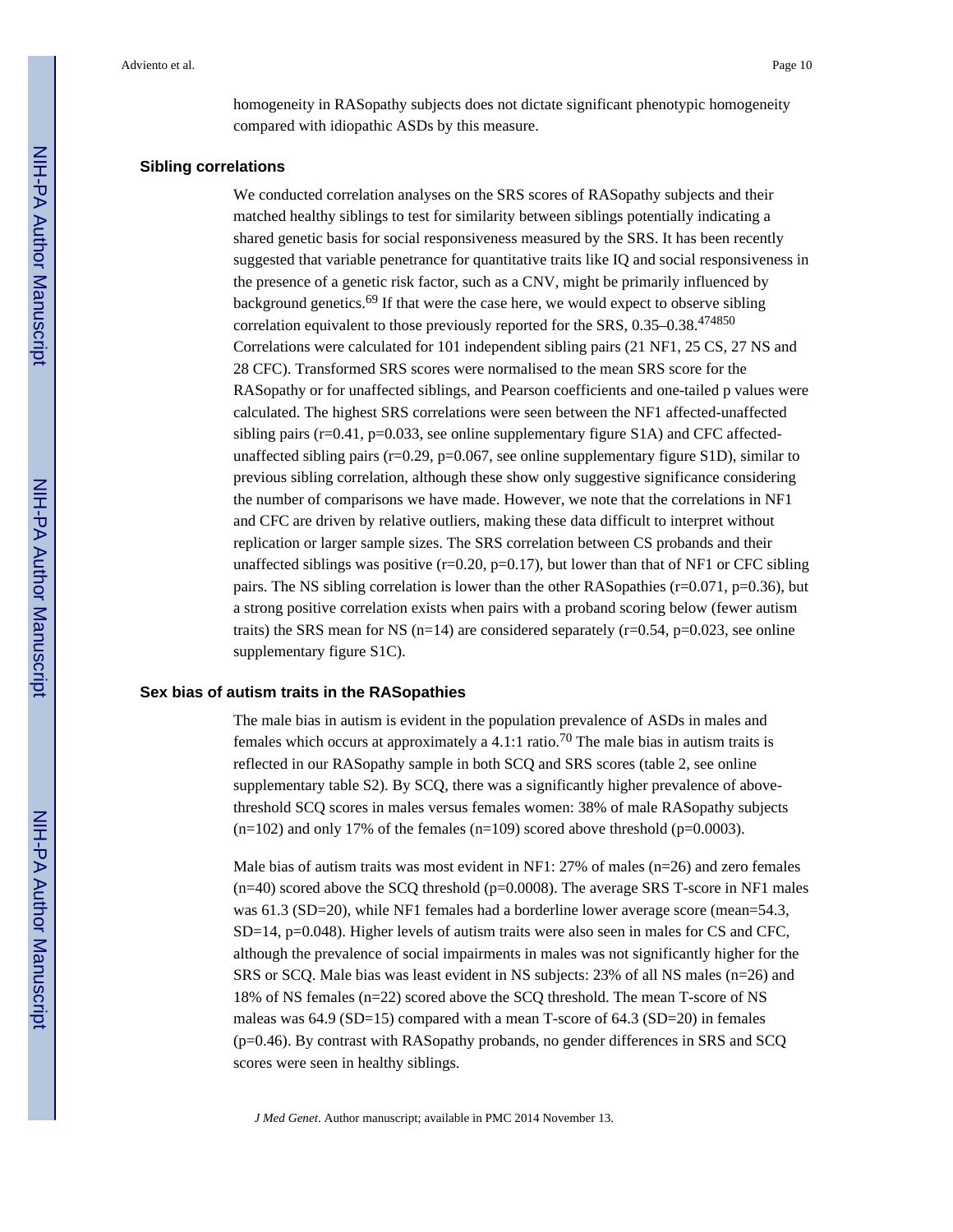homogeneity in RASopathy subjects does not dictate significant phenotypic homogeneity compared with idiopathic ASDs by this measure.

## Sibling correlations

We conducted correlation analyses on the SRS scores of RASopathy subjects and their matched healthy siblings to test for similarity between siblings potentially indicating a shared genetic basis for social responsiveness measured by the SRS. It has been recently suggested that variable penetrance for quantitative traits like IQ and social responsiveness in the presence of a genetic risk factor, such as a CNV, might be primarily influenced by background genetics.[69] If that were the case here, we would expect to observe sibling correlation equivalent to those previously reported for the SRS, 0.35–0.38.[474850] Correlations were calculated for 101 independent sibling pairs (21 NF1, 25 CS, 27 NS and 28 CFC). Transformed SRS scores were normalised to the mean SRS score for the RASopathy or for unaffected siblings, and Pearson coefficients and one-tailed p values were calculated. The highest SRS correlations were seen between the NF1 affected-unaffected sibling pairs (r=0.41, p=0.033, see online supplementary figure S1A) and CFC affected-unaffected sibling pairs (r=0.29, p=0.067, see online supplementary figure S1D), similar to previous sibling correlation, although these show only suggestive significance considering the number of comparisons we have made. However, we note that the correlations in NF1 and CFC are driven by relative outliers, making these data difficult to interpret without replication or larger sample sizes. The SRS correlation between CS probands and their unaffected siblings was positive (r=0.20, p=0.17), but lower than that of NF1 or CFC sibling pairs. The NS sibling correlation is lower than the other RASopathies (r=0.071, p=0.36), but a strong positive correlation exists when pairs with a proband scoring below (fewer autism traits) the SRS mean for NS (n=14) are considered separately (r=0.54, p=0.023, see online supplementary figure S1C).

## Sex bias of autism traits in the RASopathies

The male bias in autism is evident in the population prevalence of ASDs in males and females which occurs at approximately a 4.1:1 ratio.[70] The male bias in autism traits is reflected in our RASopathy sample in both SCQ and SRS scores (table 2, see online supplementary table S2). By SCQ, there was a significantly higher prevalence of above-threshold SCQ scores in males versus females women: 38% of male RASopathy subjects (n=102) and only 17% of the females (n=109) scored above threshold (p=0.0003).

Male bias of autism traits was most evident in NF1: 27% of males (n=26) and zero females (n=40) scored above the SCQ threshold (p=0.0008). The average SRS T-score in NF1 males was 61.3 (SD=20), while NF1 females had a borderline lower average score (mean=54.3, SD=14, p=0.048). Higher levels of autism traits were also seen in males for CS and CFC, although the prevalence of social impairments in males was not significantly higher for the SRS or SCQ. Male bias was least evident in NS subjects: 23% of all NS males (n=26) and 18% of NS females (n=22) scored above the SCQ threshold. The mean T-score of NS maleas was 64.9 (SD=15) compared with a mean T-score of 64.3 (SD=20) in females (p=0.46). By contrast with RASopathy probands, no gender differences in SRS and SCQ scores were seen in healthy siblings.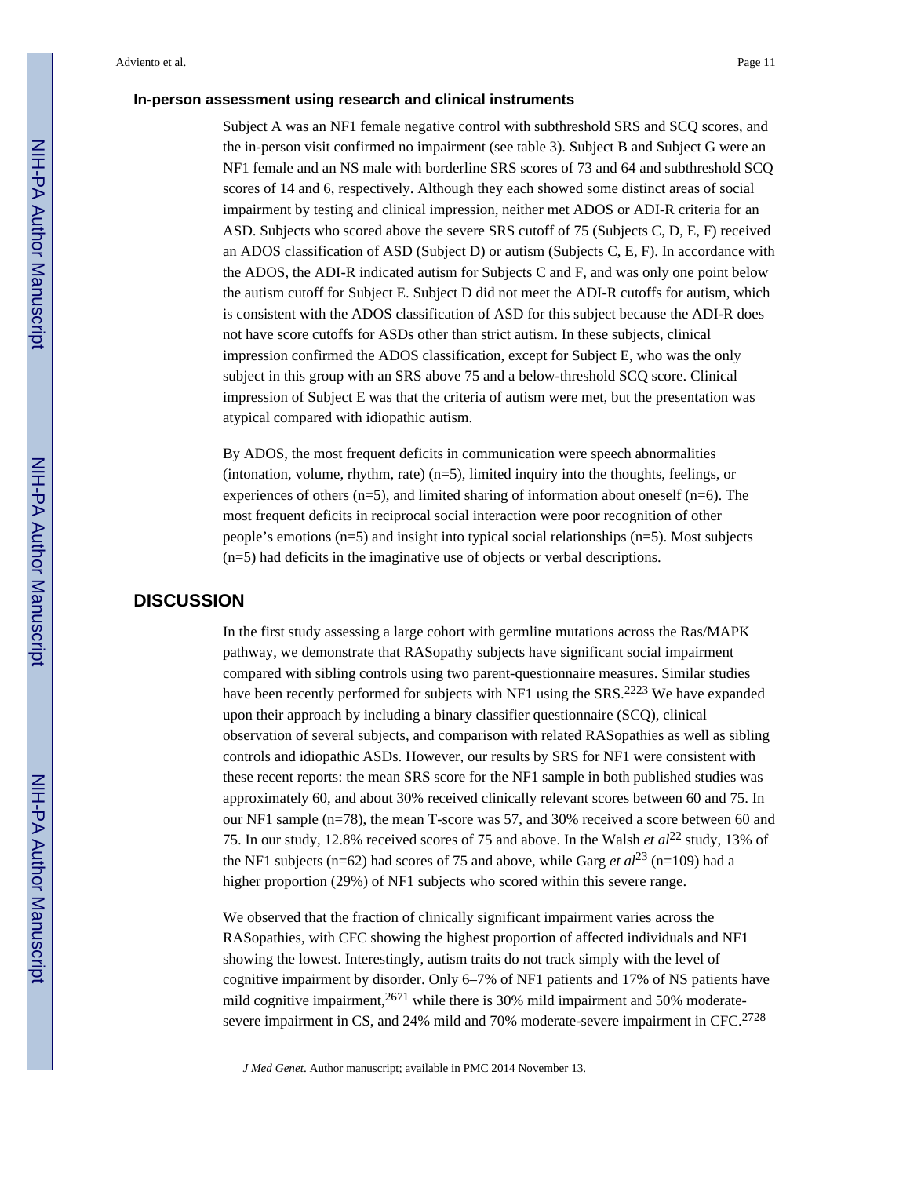### In-person assessment using research and clinical instruments

Subject A was an NF1 female negative control with subthreshold SRS and SCQ scores, and the in-person visit confirmed no impairment (see table 3). Subject B and Subject G were an NF1 female and an NS male with borderline SRS scores of 73 and 64 and subthreshold SCQ scores of 14 and 6, respectively. Although they each showed some distinct areas of social impairment by testing and clinical impression, neither met ADOS or ADI-R criteria for an ASD. Subjects who scored above the severe SRS cutoff of 75 (Subjects C, D, E, F) received an ADOS classification of ASD (Subject D) or autism (Subjects C, E, F). In accordance with the ADOS, the ADI-R indicated autism for Subjects C and F, and was only one point below the autism cutoff for Subject E. Subject D did not meet the ADI-R cutoffs for autism, which is consistent with the ADOS classification of ASD for this subject because the ADI-R does not have score cutoffs for ASDs other than strict autism. In these subjects, clinical impression confirmed the ADOS classification, except for Subject E, who was the only subject in this group with an SRS above 75 and a below-threshold SCQ score. Clinical impression of Subject E was that the criteria of autism were met, but the presentation was atypical compared with idiopathic autism.

By ADOS, the most frequent deficits in communication were speech abnormalities (intonation, volume, rhythm, rate) (n=5), limited inquiry into the thoughts, feelings, or experiences of others (n=5), and limited sharing of information about oneself (n=6). The most frequent deficits in reciprocal social interaction were poor recognition of other people's emotions (n=5) and insight into typical social relationships (n=5). Most subjects (n=5) had deficits in the imaginative use of objects or verbal descriptions.

## DISCUSSION

In the first study assessing a large cohort with germline mutations across the Ras/MAPK pathway, we demonstrate that RASopathy subjects have significant social impairment compared with sibling controls using two parent-questionnaire measures. Similar studies have been recently performed for subjects with NF1 using the SRS.[22,23] We have expanded upon their approach by including a binary classifier questionnaire (SCQ), clinical observation of several subjects, and comparison with related RASopathies as well as sibling controls and idiopathic ASDs. However, our results by SRS for NF1 were consistent with these recent reports: the mean SRS score for the NF1 sample in both published studies was approximately 60, and about 30% received clinically relevant scores between 60 and 75. In our NF1 sample (n=78), the mean T-score was 57, and 30% received a score between 60 and 75. In our study, 12.8% received scores of 75 and above. In the Walsh *et al*[22] study, 13% of the NF1 subjects (n=62) had scores of 75 and above, while Garg *et al*[23] (n=109) had a higher proportion (29%) of NF1 subjects who scored within this severe range.

We observed that the fraction of clinically significant impairment varies across the RASopathies, with CFC showing the highest proportion of affected individuals and NF1 showing the lowest. Interestingly, autism traits do not track simply with the level of cognitive impairment by disorder. Only 6–7% of NF1 patients and 17% of NS patients have mild cognitive impairment,[26,71] while there is 30% mild impairment and 50% moderate-severe impairment in CS, and 24% mild and 70% moderate-severe impairment in CFC.[27,28]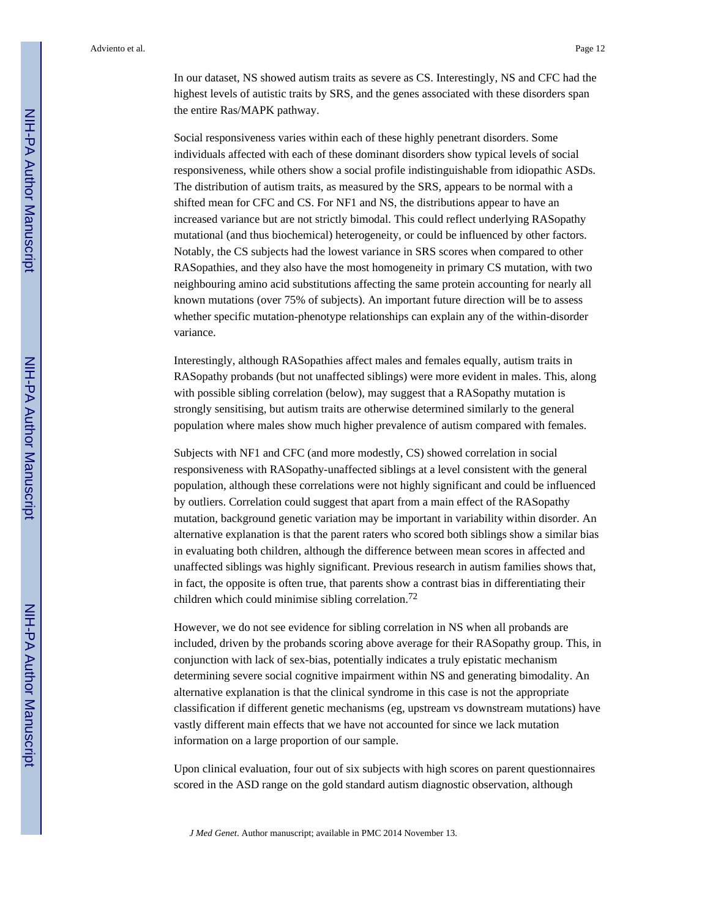In our dataset, NS showed autism traits as severe as CS. Interestingly, NS and CFC had the highest levels of autistic traits by SRS, and the genes associated with these disorders span the entire Ras/MAPK pathway.

Social responsiveness varies within each of these highly penetrant disorders. Some individuals affected with each of these dominant disorders show typical levels of social responsiveness, while others show a social profile indistinguishable from idiopathic ASDs. The distribution of autism traits, as measured by the SRS, appears to be normal with a shifted mean for CFC and CS. For NF1 and NS, the distributions appear to have an increased variance but are not strictly bimodal. This could reflect underlying RASopathy mutational (and thus biochemical) heterogeneity, or could be influenced by other factors. Notably, the CS subjects had the lowest variance in SRS scores when compared to other RASopathies, and they also have the most homogeneity in primary CS mutation, with two neighbouring amino acid substitutions affecting the same protein accounting for nearly all known mutations (over 75% of subjects). An important future direction will be to assess whether specific mutation-phenotype relationships can explain any of the within-disorder variance.

Interestingly, although RASopathies affect males and females equally, autism traits in RASopathy probands (but not unaffected siblings) were more evident in males. This, along with possible sibling correlation (below), may suggest that a RASopathy mutation is strongly sensitising, but autism traits are otherwise determined similarly to the general population where males show much higher prevalence of autism compared with females.

Subjects with NF1 and CFC (and more modestly, CS) showed correlation in social responsiveness with RASopathy-unaffected siblings at a level consistent with the general population, although these correlations were not highly significant and could be influenced by outliers. Correlation could suggest that apart from a main effect of the RASopathy mutation, background genetic variation may be important in variability within disorder. An alternative explanation is that the parent raters who scored both siblings show a similar bias in evaluating both children, although the difference between mean scores in affected and unaffected siblings was highly significant. Previous research in autism families shows that, in fact, the opposite is often true, that parents show a contrast bias in differentiating their children which could minimise sibling correlation.[72]

However, we do not see evidence for sibling correlation in NS when all probands are included, driven by the probands scoring above average for their RASopathy group. This, in conjunction with lack of sex-bias, potentially indicates a truly epistatic mechanism determining severe social cognitive impairment within NS and generating bimodality. An alternative explanation is that the clinical syndrome in this case is not the appropriate classification if different genetic mechanisms (eg, upstream vs downstream mutations) have vastly different main effects that we have not accounted for since we lack mutation information on a large proportion of our sample.

Upon clinical evaluation, four out of six subjects with high scores on parent questionnaires scored in the ASD range on the gold standard autism diagnostic observation, although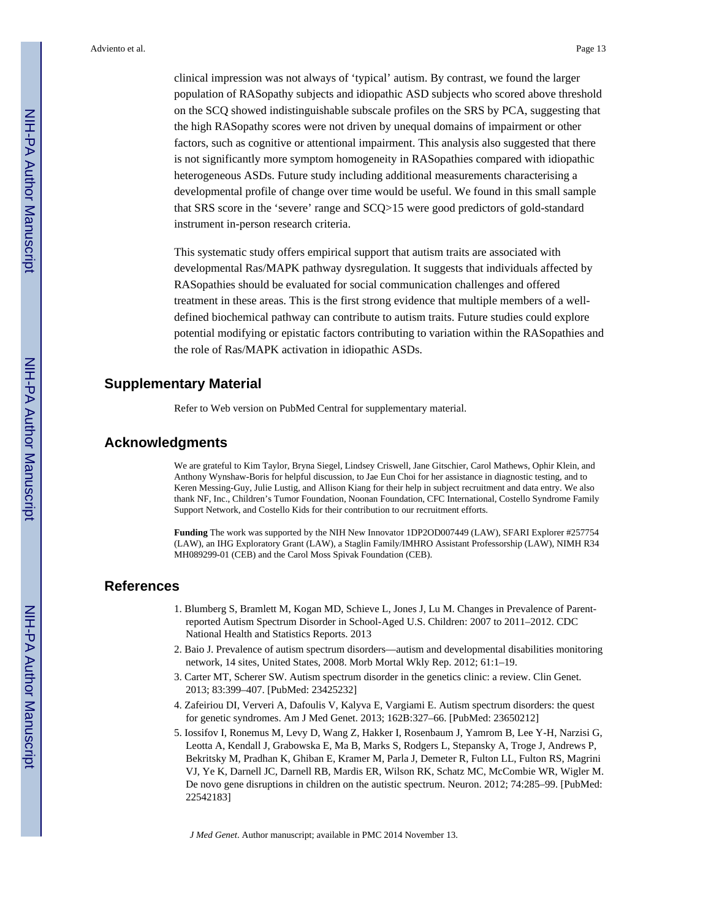clinical impression was not always of 'typical' autism. By contrast, we found the larger population of RASopathy subjects and idiopathic ASD subjects who scored above threshold on the SCQ showed indistinguishable subscale profiles on the SRS by PCA, suggesting that the high RASopathy scores were not driven by unequal domains of impairment or other factors, such as cognitive or attentional impairment. This analysis also suggested that there is not significantly more symptom homogeneity in RASopathies compared with idiopathic heterogeneous ASDs. Future study including additional measurements characterising a developmental profile of change over time would be useful. We found in this small sample that SRS score in the 'severe' range and SCQ>15 were good predictors of gold-standard instrument in-person research criteria.

This systematic study offers empirical support that autism traits are associated with developmental Ras/MAPK pathway dysregulation. It suggests that individuals affected by RASopathies should be evaluated for social communication challenges and offered treatment in these areas. This is the first strong evidence that multiple members of a well-defined biochemical pathway can contribute to autism traits. Future studies could explore potential modifying or epistatic factors contributing to variation within the RASopathies and the role of Ras/MAPK activation in idiopathic ASDs.

## Supplementary Material

Refer to Web version on PubMed Central for supplementary material.

## Acknowledgments

We are grateful to Kim Taylor, Bryna Siegel, Lindsey Criswell, Jane Gitschier, Carol Mathews, Ophir Klein, and Anthony Wynshaw-Boris for helpful discussion, to Jae Eun Choi for her assistance in diagnostic testing, and to Keren Messing-Guy, Julie Lustig, and Allison Kiang for their help in subject recruitment and data entry. We also thank NF, Inc., Children's Tumor Foundation, Noonan Foundation, CFC International, Costello Syndrome Family Support Network, and Costello Kids for their contribution to our recruitment efforts.

**Funding** The work was supported by the NIH New Innovator 1DP2OD007449 (LAW), SFARI Explorer #257754 (LAW), an IHG Exploratory Grant (LAW), a Staglin Family/IMHRO Assistant Professorship (LAW), NIMH R34 MH089299-01 (CEB) and the Carol Moss Spivak Foundation (CEB).

## References

1. Blumberg S, Bramlett M, Kogan MD, Schieve L, Jones J, Lu M. Changes in Prevalence of Parent-reported Autism Spectrum Disorder in School-Aged U.S. Children: 2007 to 2011–2012. CDC National Health and Statistics Reports. 2013
2. Baio J. Prevalence of autism spectrum disorders—autism and developmental disabilities monitoring network, 14 sites, United States, 2008. Morb Mortal Wkly Rep. 2012; 61:1–19.
3. Carter MT, Scherer SW. Autism spectrum disorder in the genetics clinic: a review. Clin Genet. 2013; 83:399–407. [PubMed: 23425232]
4. Zafeiriou DI, Ververi A, Dafoulis V, Kalyva E, Vargiami E. Autism spectrum disorders: the quest for genetic syndromes. Am J Med Genet. 2013; 162B:327–66. [PubMed: 23650212]
5. Iossifov I, Ronemus M, Levy D, Wang Z, Hakker I, Rosenbaum J, Yamrom B, Lee Y-H, Narzisi G, Leotta A, Kendall J, Grabowska E, Ma B, Marks S, Rodgers L, Stepansky A, Troge J, Andrews P, Bekritsky M, Pradhan K, Ghiban E, Kramer M, Parla J, Demeter R, Fulton LL, Fulton RS, Magrini VJ, Ye K, Darnell JC, Darnell RB, Mardis ER, Wilson RK, Schatz MC, McCombie WR, Wigler M. De novo gene disruptions in children on the autistic spectrum. Neuron. 2012; 74:285–99. [PubMed: 22542183]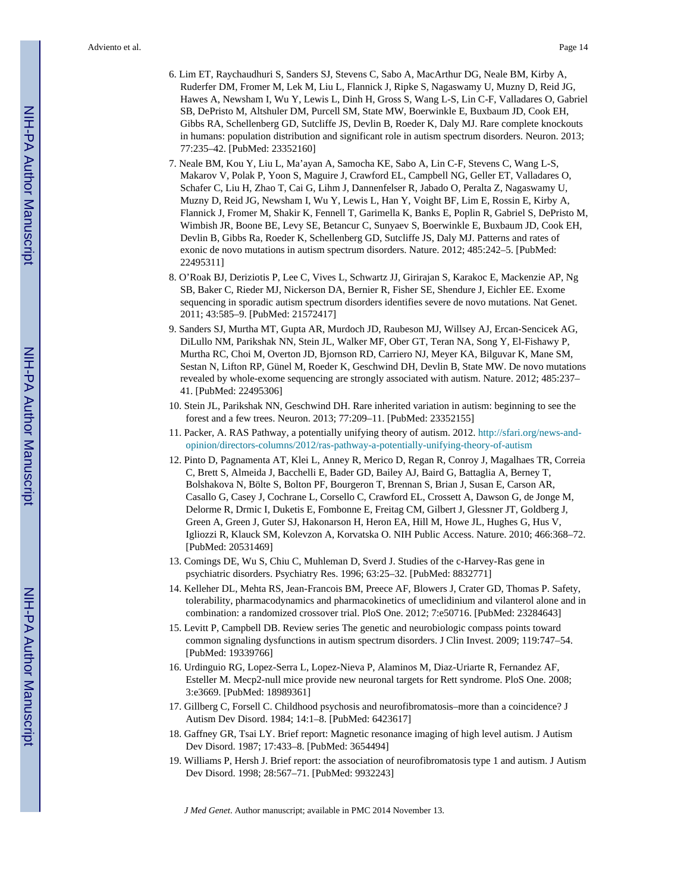6. Lim ET, Raychaudhuri S, Sanders SJ, Stevens C, Sabo A, MacArthur DG, Neale BM, Kirby A, Ruderfer DM, Fromer M, Lek M, Liu L, Flannick J, Ripke S, Nagaswamy U, Muzny D, Reid JG, Hawes A, Newsham I, Wu Y, Lewis L, Dinh H, Gross S, Wang L-S, Lin C-F, Valladares O, Gabriel SB, DePristo M, Altshuler DM, Purcell SM, State MW, Boerwinkle E, Buxbaum JD, Cook EH, Gibbs RA, Schellenberg GD, Sutcliffe JS, Devlin B, Roeder K, Daly MJ. Rare complete knockouts in humans: population distribution and significant role in autism spectrum disorders. Neuron. 2013; 77:235–42. [PubMed: 23352160]
7. Neale BM, Kou Y, Liu L, Ma'ayan A, Samocha KE, Sabo A, Lin C-F, Stevens C, Wang L-S, Makarov V, Polak P, Yoon S, Maguire J, Crawford EL, Campbell NG, Geller ET, Valladares O, Schafer C, Liu H, Zhao T, Cai G, Lihm J, Dannenfelser R, Jabado O, Peralta Z, Nagaswamy U, Muzny D, Reid JG, Newsham I, Wu Y, Lewis L, Han Y, Voight BF, Lim E, Rossin E, Kirby A, Flannick J, Fromer M, Shakir K, Fennell T, Garimella K, Banks E, Poplin R, Gabriel S, DePristo M, Wimbish JR, Boone BE, Levy SE, Betancur C, Sunyaev S, Boerwinkle E, Buxbaum JD, Cook EH, Devlin B, Gibbs Ra, Roeder K, Schellenberg GD, Sutcliffe JS, Daly MJ. Patterns and rates of exonic de novo mutations in autism spectrum disorders. Nature. 2012; 485:242–5. [PubMed: 22495311]
8. O'Roak BJ, Deriziotis P, Lee C, Vives L, Schwartz JJ, Girirajan S, Karakoc E, Mackenzie AP, Ng SB, Baker C, Rieder MJ, Nickerson DA, Bernier R, Fisher SE, Shendure J, Eichler EE. Exome sequencing in sporadic autism spectrum disorders identifies severe de novo mutations. Nat Genet. 2011; 43:585–9. [PubMed: 21572417]
9. Sanders SJ, Murtha MT, Gupta AR, Murdoch JD, Raubeson MJ, Willsey AJ, Ercan-Sencicek AG, DiLullo NM, Parikshak NN, Stein JL, Walker MF, Ober GT, Teran NA, Song Y, El-Fishawy P, Murtha RC, Choi M, Overton JD, Bjornson RD, Carriero NJ, Meyer KA, Bilguvar K, Mane SM, Sestan N, Lifton RP, Günel M, Roeder K, Geschwind DH, Devlin B, State MW. De novo mutations revealed by whole-exome sequencing are strongly associated with autism. Nature. 2012; 485:237–41. [PubMed: 22495306]
10. Stein JL, Parikshak NN, Geschwind DH. Rare inherited variation in autism: beginning to see the forest and a few trees. Neuron. 2013; 77:209–11. [PubMed: 23352155]
11. Packer, A. RAS Pathway, a potentially unifying theory of autism. 2012. http://sfari.org/news-and-opinion/directors-columns/2012/ras-pathway-a-potentially-unifying-theory-of-autism
12. Pinto D, Pagnamenta AT, Klei L, Anney R, Merico D, Regan R, Conroy J, Magalhaes TR, Correia C, Brett S, Almeida J, Bacchelli E, Bader GD, Bailey AJ, Baird G, Battaglia A, Berney T, Bolshakova N, Bölte S, Bolton PF, Bourgeron T, Brennan S, Brian J, Susan E, Carson AR, Casallo G, Casey J, Cochrane L, Corsello C, Crawford EL, Crossett A, Dawson G, de Jonge M, Delorme R, Drmic I, Duketis E, Fombonne E, Freitag CM, Gilbert J, Glessner JT, Goldberg J, Green A, Green J, Guter SJ, Hakonarson H, Heron EA, Hill M, Howe JL, Hughes G, Hus V, Igliozzi R, Klauck SM, Kolevzon A, Korvatska O. NIH Public Access. Nature. 2010; 466:368–72. [PubMed: 20531469]
13. Comings DE, Wu S, Chiu C, Muhleman D, Sverd J. Studies of the c-Harvey-Ras gene in psychiatric disorders. Psychiatry Res. 1996; 63:25–32. [PubMed: 8832771]
14. Kelleher DL, Mehta RS, Jean-Francois BM, Preece AF, Blowers J, Crater GD, Thomas P. Safety, tolerability, pharmacodynamics and pharmacokinetics of umeclidinium and vilanterol alone and in combination: a randomized crossover trial. PloS One. 2012; 7:e50716. [PubMed: 23284643]
15. Levitt P, Campbell DB. Review series The genetic and neurobiologic compass points toward common signaling dysfunctions in autism spectrum disorders. J Clin Invest. 2009; 119:747–54. [PubMed: 19339766]
16. Urdinguio RG, Lopez-Serra L, Lopez-Nieva P, Alaminos M, Diaz-Uriarte R, Fernandez AF, Esteller M. Mecp2-null mice provide new neuronal targets for Rett syndrome. PloS One. 2008; 3:e3669. [PubMed: 18989361]
17. Gillberg C, Forsell C. Childhood psychosis and neurofibromatosis–more than a coincidence? J Autism Dev Disord. 1984; 14:1–8. [PubMed: 6423617]
18. Gaffney GR, Tsai LY. Brief report: Magnetic resonance imaging of high level autism. J Autism Dev Disord. 1987; 17:433–8. [PubMed: 3654494]
19. Williams P, Hersh J. Brief report: the association of neurofibromatosis type 1 and autism. J Autism Dev Disord. 1998; 28:567–71. [PubMed: 9932243]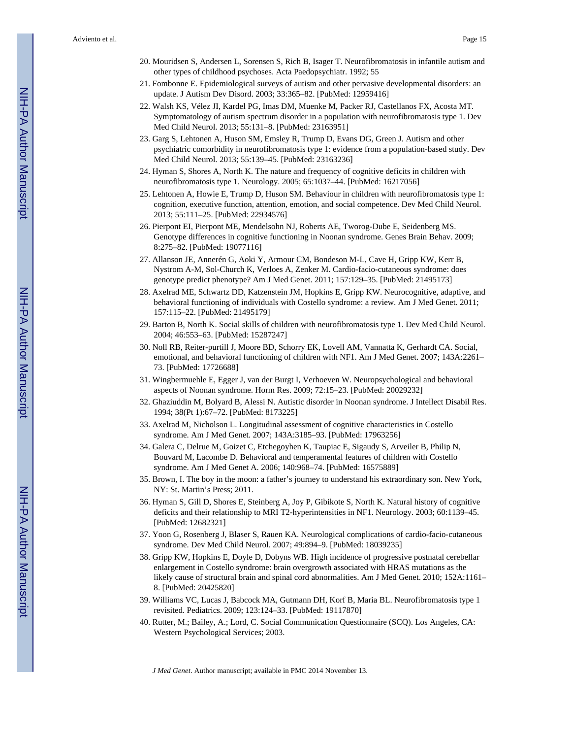20. Mouridsen S, Andersen L, Sorensen S, Rich B, Isager T. Neurofibromatosis in infantile autism and other types of childhood psychoses. Acta Paedopsychiatr. 1992; 55
21. Fombonne E. Epidemiological surveys of autism and other pervasive developmental disorders: an update. J Autism Dev Disord. 2003; 33:365–82. [PubMed: 12959416]
22. Walsh KS, Vélez JI, Kardel PG, Imas DM, Muenke M, Packer RJ, Castellanos FX, Acosta MT. Symptomatology of autism spectrum disorder in a population with neurofibromatosis type 1. Dev Med Child Neurol. 2013; 55:131–8. [PubMed: 23163951]
23. Garg S, Lehtonen A, Huson SM, Emsley R, Trump D, Evans DG, Green J. Autism and other psychiatric comorbidity in neurofibromatosis type 1: evidence from a population-based study. Dev Med Child Neurol. 2013; 55:139–45. [PubMed: 23163236]
24. Hyman S, Shores A, North K. The nature and frequency of cognitive deficits in children with neurofibromatosis type 1. Neurology. 2005; 65:1037–44. [PubMed: 16217056]
25. Lehtonen A, Howie E, Trump D, Huson SM. Behaviour in children with neurofibromatosis type 1: cognition, executive function, attention, emotion, and social competence. Dev Med Child Neurol. 2013; 55:111–25. [PubMed: 22934576]
26. Pierpont EI, Pierpont ME, Mendelsohn NJ, Roberts AE, Tworog-Dube E, Seidenberg MS. Genotype differences in cognitive functioning in Noonan syndrome. Genes Brain Behav. 2009; 8:275–82. [PubMed: 19077116]
27. Allanson JE, Annerén G, Aoki Y, Armour CM, Bondeson M-L, Cave H, Gripp KW, Kerr B, Nystrom A-M, Sol-Church K, Verloes A, Zenker M. Cardio-facio-cutaneous syndrome: does genotype predict phenotype? Am J Med Genet. 2011; 157:129–35. [PubMed: 21495173]
28. Axelrad ME, Schwartz DD, Katzenstein JM, Hopkins E, Gripp KW. Neurocognitive, adaptive, and behavioral functioning of individuals with Costello syndrome: a review. Am J Med Genet. 2011; 157:115–22. [PubMed: 21495179]
29. Barton B, North K. Social skills of children with neurofibromatosis type 1. Dev Med Child Neurol. 2004; 46:553–63. [PubMed: 15287247]
30. Noll RB, Reiter-purtill J, Moore BD, Schorry EK, Lovell AM, Vannatta K, Gerhardt CA. Social, emotional, and behavioral functioning of children with NF1. Am J Med Genet. 2007; 143A:2261–73. [PubMed: 17726688]
31. Wingbermuehle E, Egger J, van der Burgt I, Verhoeven W. Neuropsychological and behavioral aspects of Noonan syndrome. Horm Res. 2009; 72:15–23. [PubMed: 20029232]
32. Ghaziuddin M, Bolyard B, Alessi N. Autistic disorder in Noonan syndrome. J Intellect Disabil Res. 1994; 38(Pt 1):67–72. [PubMed: 8173225]
33. Axelrad M, Nicholson L. Longitudinal assessment of cognitive characteristics in Costello syndrome. Am J Med Genet. 2007; 143A:3185–93. [PubMed: 17963256]
34. Galera C, Delrue M, Goizet C, Etchegoyhen K, Taupiac E, Sigaudy S, Arveiler B, Philip N, Bouvard M, Lacombe D. Behavioral and temperamental features of children with Costello syndrome. Am J Med Genet A. 2006; 140:968–74. [PubMed: 16575889]
35. Brown, I. The boy in the moon: a father's journey to understand his extraordinary son. New York, NY: St. Martin's Press; 2011.
36. Hyman S, Gill D, Shores E, Steinberg A, Joy P, Gibikote S, North K. Natural history of cognitive deficits and their relationship to MRI T2-hyperintensities in NF1. Neurology. 2003; 60:1139–45. [PubMed: 12682321]
37. Yoon G, Rosenberg J, Blaser S, Rauen KA. Neurological complications of cardio-facio-cutaneous syndrome. Dev Med Child Neurol. 2007; 49:894–9. [PubMed: 18039235]
38. Gripp KW, Hopkins E, Doyle D, Dobyns WB. High incidence of progressive postnatal cerebellar enlargement in Costello syndrome: brain overgrowth associated with HRAS mutations as the likely cause of structural brain and spinal cord abnormalities. Am J Med Genet. 2010; 152A:1161–8. [PubMed: 20425820]
39. Williams VC, Lucas J, Babcock MA, Gutmann DH, Korf B, Maria BL. Neurofibromatosis type 1 revisited. Pediatrics. 2009; 123:124–33. [PubMed: 19117870]
40. Rutter, M.; Bailey, A.; Lord, C. Social Communication Questionnaire (SCQ). Los Angeles, CA: Western Psychological Services; 2003.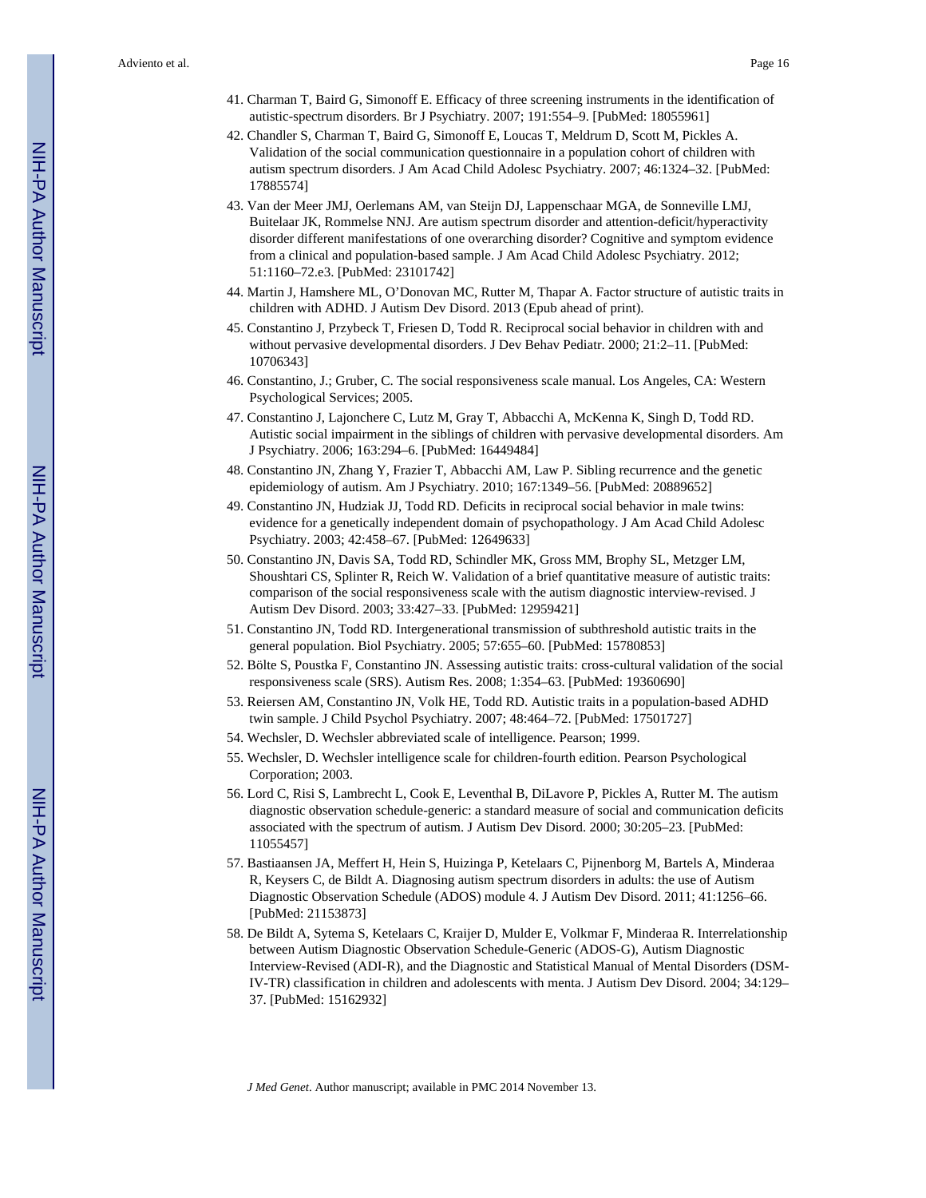41. Charman T, Baird G, Simonoff E. Efficacy of three screening instruments in the identification of autistic-spectrum disorders. Br J Psychiatry. 2007; 191:554–9. [PubMed: 18055961]
42. Chandler S, Charman T, Baird G, Simonoff E, Loucas T, Meldrum D, Scott M, Pickles A. Validation of the social communication questionnaire in a population cohort of children with autism spectrum disorders. J Am Acad Child Adolesc Psychiatry. 2007; 46:1324–32. [PubMed: 17885574]
43. Van der Meer JMJ, Oerlemans AM, van Steijn DJ, Lappenschaar MGA, de Sonneville LMJ, Buitelaar JK, Rommelse NNJ. Are autism spectrum disorder and attention-deficit/hyperactivity disorder different manifestations of one overarching disorder? Cognitive and symptom evidence from a clinical and population-based sample. J Am Acad Child Adolesc Psychiatry. 2012; 51:1160–72.e3. [PubMed: 23101742]
44. Martin J, Hamshere ML, O'Donovan MC, Rutter M, Thapar A. Factor structure of autistic traits in children with ADHD. J Autism Dev Disord. 2013 (Epub ahead of print).
45. Constantino J, Przybeck T, Friesen D, Todd R. Reciprocal social behavior in children with and without pervasive developmental disorders. J Dev Behav Pediatr. 2000; 21:2–11. [PubMed: 10706343]
46. Constantino, J.; Gruber, C. The social responsiveness scale manual. Los Angeles, CA: Western Psychological Services; 2005.
47. Constantino J, Lajonchere C, Lutz M, Gray T, Abbacchi A, McKenna K, Singh D, Todd RD. Autistic social impairment in the siblings of children with pervasive developmental disorders. Am J Psychiatry. 2006; 163:294–6. [PubMed: 16449484]
48. Constantino JN, Zhang Y, Frazier T, Abbacchi AM, Law P. Sibling recurrence and the genetic epidemiology of autism. Am J Psychiatry. 2010; 167:1349–56. [PubMed: 20889652]
49. Constantino JN, Hudziak JJ, Todd RD. Deficits in reciprocal social behavior in male twins: evidence for a genetically independent domain of psychopathology. J Am Acad Child Adolesc Psychiatry. 2003; 42:458–67. [PubMed: 12649633]
50. Constantino JN, Davis SA, Todd RD, Schindler MK, Gross MM, Brophy SL, Metzger LM, Shoushtari CS, Splinter R, Reich W. Validation of a brief quantitative measure of autistic traits: comparison of the social responsiveness scale with the autism diagnostic interview-revised. J Autism Dev Disord. 2003; 33:427–33. [PubMed: 12959421]
51. Constantino JN, Todd RD. Intergenerational transmission of subthreshold autistic traits in the general population. Biol Psychiatry. 2005; 57:655–60. [PubMed: 15780853]
52. Bölte S, Poustka F, Constantino JN. Assessing autistic traits: cross-cultural validation of the social responsiveness scale (SRS). Autism Res. 2008; 1:354–63. [PubMed: 19360690]
53. Reiersen AM, Constantino JN, Volk HE, Todd RD. Autistic traits in a population-based ADHD twin sample. J Child Psychol Psychiatry. 2007; 48:464–72. [PubMed: 17501727]
54. Wechsler, D. Wechsler abbreviated scale of intelligence. Pearson; 1999.
55. Wechsler, D. Wechsler intelligence scale for children-fourth edition. Pearson Psychological Corporation; 2003.
56. Lord C, Risi S, Lambrecht L, Cook E, Leventhal B, DiLavore P, Pickles A, Rutter M. The autism diagnostic observation schedule-generic: a standard measure of social and communication deficits associated with the spectrum of autism. J Autism Dev Disord. 2000; 30:205–23. [PubMed: 11055457]
57. Bastiaansen JA, Meffert H, Hein S, Huizinga P, Ketelaars C, Pijnenborg M, Bartels A, Minderaa R, Keysers C, de Bildt A. Diagnosing autism spectrum disorders in adults: the use of Autism Diagnostic Observation Schedule (ADOS) module 4. J Autism Dev Disord. 2011; 41:1256–66. [PubMed: 21153873]
58. De Bildt A, Sytema S, Ketelaars C, Kraijer D, Mulder E, Volkmar F, Minderaa R. Interrelationship between Autism Diagnostic Observation Schedule-Generic (ADOS-G), Autism Diagnostic Interview-Revised (ADI-R), and the Diagnostic and Statistical Manual of Mental Disorders (DSM-IV-TR) classification in children and adolescents with menta. J Autism Dev Disord. 2004; 34:129–37. [PubMed: 15162932]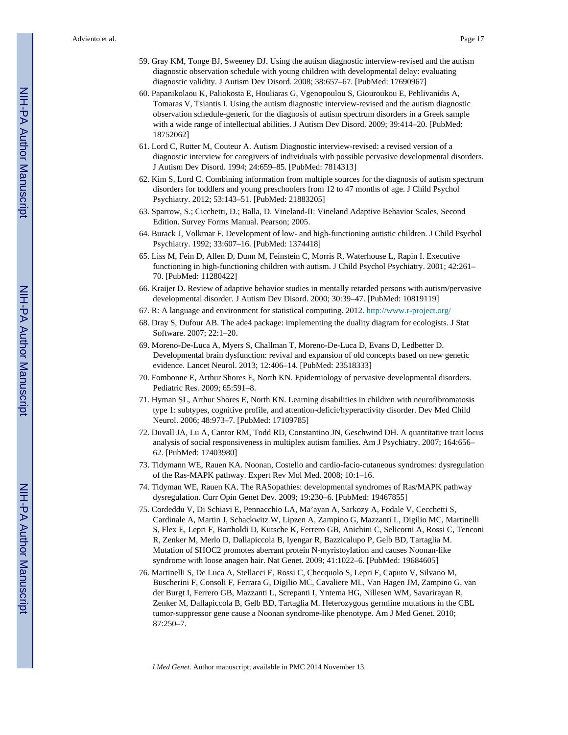59. Gray KM, Tonge BJ, Sweeney DJ. Using the autism diagnostic interview-revised and the autism diagnostic observation schedule with young children with developmental delay: evaluating diagnostic validity. J Autism Dev Disord. 2008; 38:657–67. [PubMed: 17690967]
60. Papanikolaou K, Paliokosta E, Houliaras G, Vgenopoulou S, Giouroukou E, Pehlivanidis A, Tomaras V, Tsiantis I. Using the autism diagnostic interview-revised and the autism diagnostic observation schedule-generic for the diagnosis of autism spectrum disorders in a Greek sample with a wide range of intellectual abilities. J Autism Dev Disord. 2009; 39:414–20. [PubMed: 18752062]
61. Lord C, Rutter M, Couteur A. Autism Diagnostic interview-revised: a revised version of a diagnostic interview for caregivers of individuals with possible pervasive developmental disorders. J Autism Dev Disord. 1994; 24:659–85. [PubMed: 7814313]
62. Kim S, Lord C. Combining information from multiple sources for the diagnosis of autism spectrum disorders for toddlers and young preschoolers from 12 to 47 months of age. J Child Psychol Psychiatry. 2012; 53:143–51. [PubMed: 21883205]
63. Sparrow, S.; Cicchetti, D.; Balla, D. Vineland-II: Vineland Adaptive Behavior Scales, Second Edition. Survey Forms Manual. Pearson; 2005.
64. Burack J, Volkmar F. Development of low- and high-functioning autistic children. J Child Psychol Psychiatry. 1992; 33:607–16. [PubMed: 1374418]
65. Liss M, Fein D, Allen D, Dunn M, Feinstein C, Morris R, Waterhouse L, Rapin I. Executive functioning in high-functioning children with autism. J Child Psychol Psychiatry. 2001; 42:261–70. [PubMed: 11280422]
66. Kraijer D. Review of adaptive behavior studies in mentally retarded persons with autism/pervasive developmental disorder. J Autism Dev Disord. 2000; 30:39–47. [PubMed: 10819119]
67. R: A language and environment for statistical computing. 2012. http://www.r-project.org/
68. Dray S, Dufour AB. The ade4 package: implementing the duality diagram for ecologists. J Stat Software. 2007; 22:1–20.
69. Moreno-De-Luca A, Myers S, Challman T, Moreno-De-Luca D, Evans D, Ledbetter D. Developmental brain dysfunction: revival and expansion of old concepts based on new genetic evidence. Lancet Neurol. 2013; 12:406–14. [PubMed: 23518333]
70. Fombonne E, Arthur Shores E, North KN. Epidemiology of pervasive developmental disorders. Pediatric Res. 2009; 65:591–8.
71. Hyman SL, Arthur Shores E, North KN. Learning disabilities in children with neurofibromatosis type 1: subtypes, cognitive profile, and attention-deficit/hyperactivity disorder. Dev Med Child Neurol. 2006; 48:973–7. [PubMed: 17109785]
72. Duvall JA, Lu A, Cantor RM, Todd RD, Constantino JN, Geschwind DH. A quantitative trait locus analysis of social responsiveness in multiplex autism families. Am J Psychiatry. 2007; 164:656–62. [PubMed: 17403980]
73. Tidymann WE, Rauen KA. Noonan, Costello and cardio-facio-cutaneous syndromes: dysregulation of the Ras-MAPK pathway. Expert Rev Mol Med. 2008; 10:1–16.
74. Tidyman WE, Rauen KA. The RASopathies: developmental syndromes of Ras/MAPK pathway dysregulation. Curr Opin Genet Dev. 2009; 19:230–6. [PubMed: 19467855]
75. Cordeddu V, Di Schiavi E, Pennacchio LA, Ma'ayan A, Sarkozy A, Fodale V, Cecchetti S, Cardinale A, Martin J, Schackwitz W, Lipzen A, Zampino G, Mazzanti L, Digilio MC, Martinelli S, Flex E, Lepri F, Bartholdi D, Kutsche K, Ferrero GB, Anichini C, Selicorni A, Rossi C, Tenconi R, Zenker M, Merlo D, Dallapiccola B, Iyengar R, Bazzicalupo P, Gelb BD, Tartaglia M. Mutation of SHOC2 promotes aberrant protein N-myristoylation and causes Noonan-like syndrome with loose anagen hair. Nat Genet. 2009; 41:1022–6. [PubMed: 19684605]
76. Martinelli S, De Luca A, Stellacci E, Rossi C, Checquolo S, Lepri F, Caputo V, Silvano M, Buscherini F, Consoli F, Ferrara G, Digilio MC, Cavaliere ML, Van Hagen JM, Zampino G, van der Burgt I, Ferrero GB, Mazzanti L, Screpanti I, Yntema HG, Nillesen WM, Savarirayan R, Zenker M, Dallapiccola B, Gelb BD, Tartaglia M. Heterozygous germline mutations in the CBL tumor-suppressor gene cause a Noonan syndrome-like phenotype. Am J Med Genet. 2010; 87:250–7.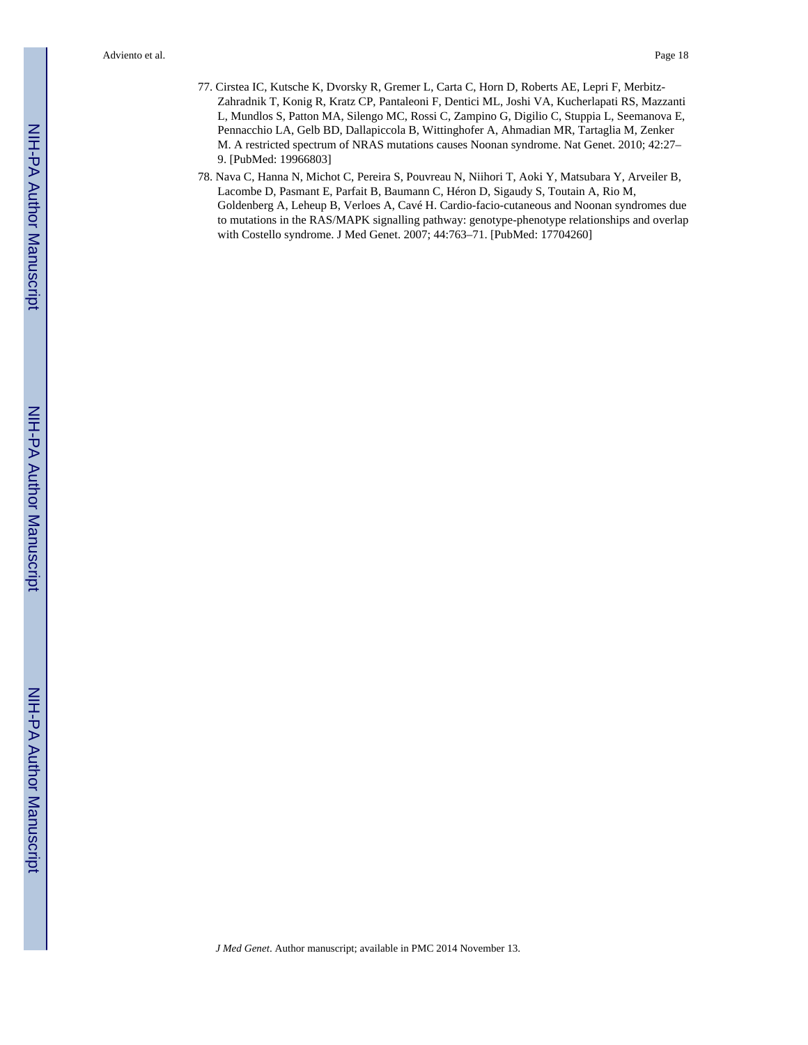77. Cirstea IC, Kutsche K, Dvorsky R, Gremer L, Carta C, Horn D, Roberts AE, Lepri F, Merbitz-Zahradnik T, Konig R, Kratz CP, Pantaleoni F, Dentici ML, Joshi VA, Kucherlapati RS, Mazzanti L, Mundlos S, Patton MA, Silengo MC, Rossi C, Zampino G, Digilio C, Stuppia L, Seemanova E, Pennacchio LA, Gelb BD, Dallapiccola B, Wittinghofer A, Ahmadian MR, Tartaglia M, Zenker M. A restricted spectrum of NRAS mutations causes Noonan syndrome. Nat Genet. 2010; 42:27–9. [PubMed: 19966803]
78. Nava C, Hanna N, Michot C, Pereira S, Pouvreau N, Niihori T, Aoki Y, Matsubara Y, Arveiler B, Lacombe D, Pasmant E, Parfait B, Baumann C, Héron D, Sigaudy S, Toutain A, Rio M, Goldenberg A, Leheup B, Verloes A, Cavé H. Cardio-facio-cutaneous and Noonan syndromes due to mutations in the RAS/MAPK signalling pathway: genotype-phenotype relationships and overlap with Costello syndrome. J Med Genet. 2007; 44:763–71. [PubMed: 17704260]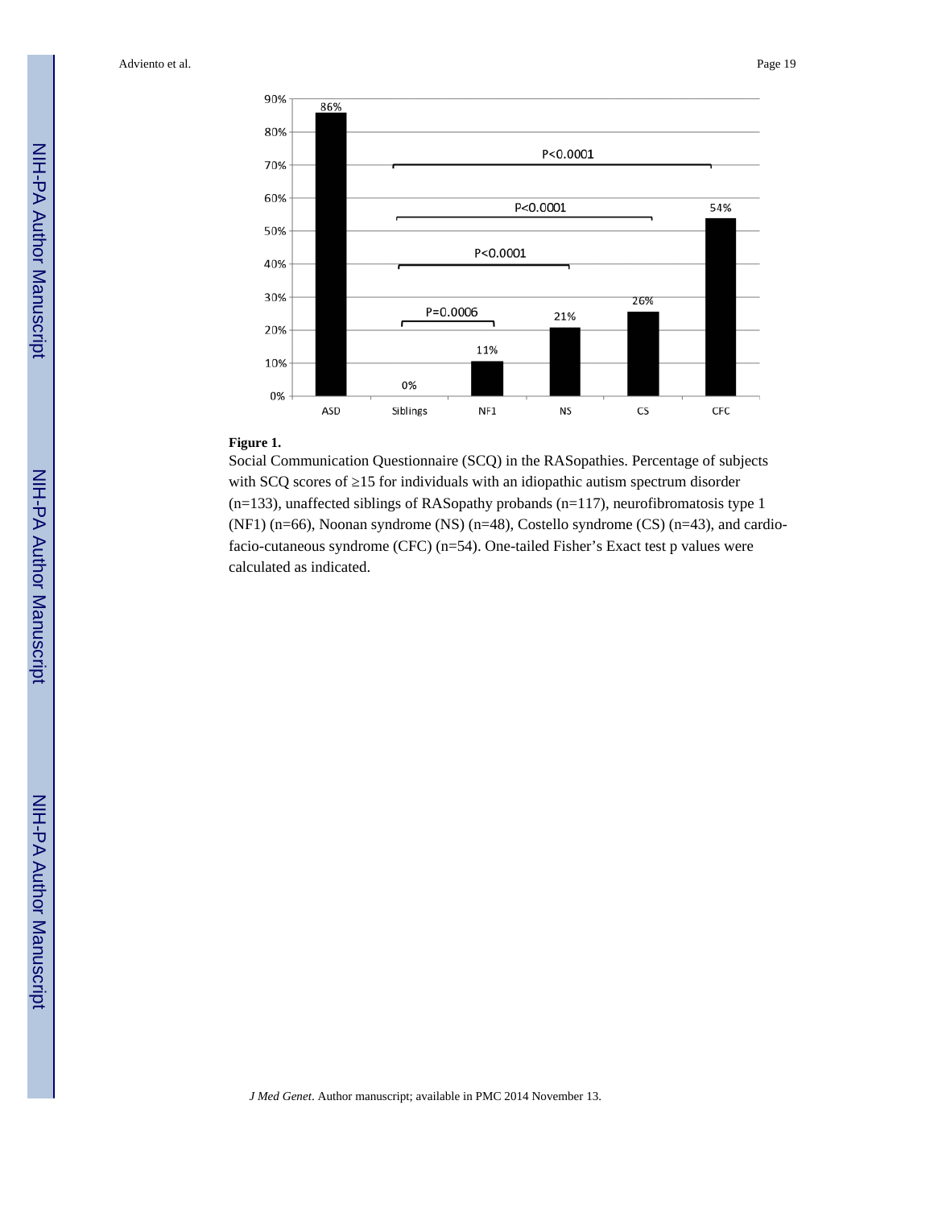**Figure 1.**

Social Communication Questionnaire (SCQ) in the RASopathies. Percentage of subjects with SCQ scores of ≥15 for individuals with an idiopathic autism spectrum disorder (n=133), unaffected siblings of RASopathy probands (n=117), neurofibromatosis type 1 (NF1) (n=66), Noonan syndrome (NS) (n=48), Costello syndrome (CS) (n=43), and cardio-facio-cutaneous syndrome (CFC) (n=54). One-tailed Fisher's Exact test p values were calculated as indicated.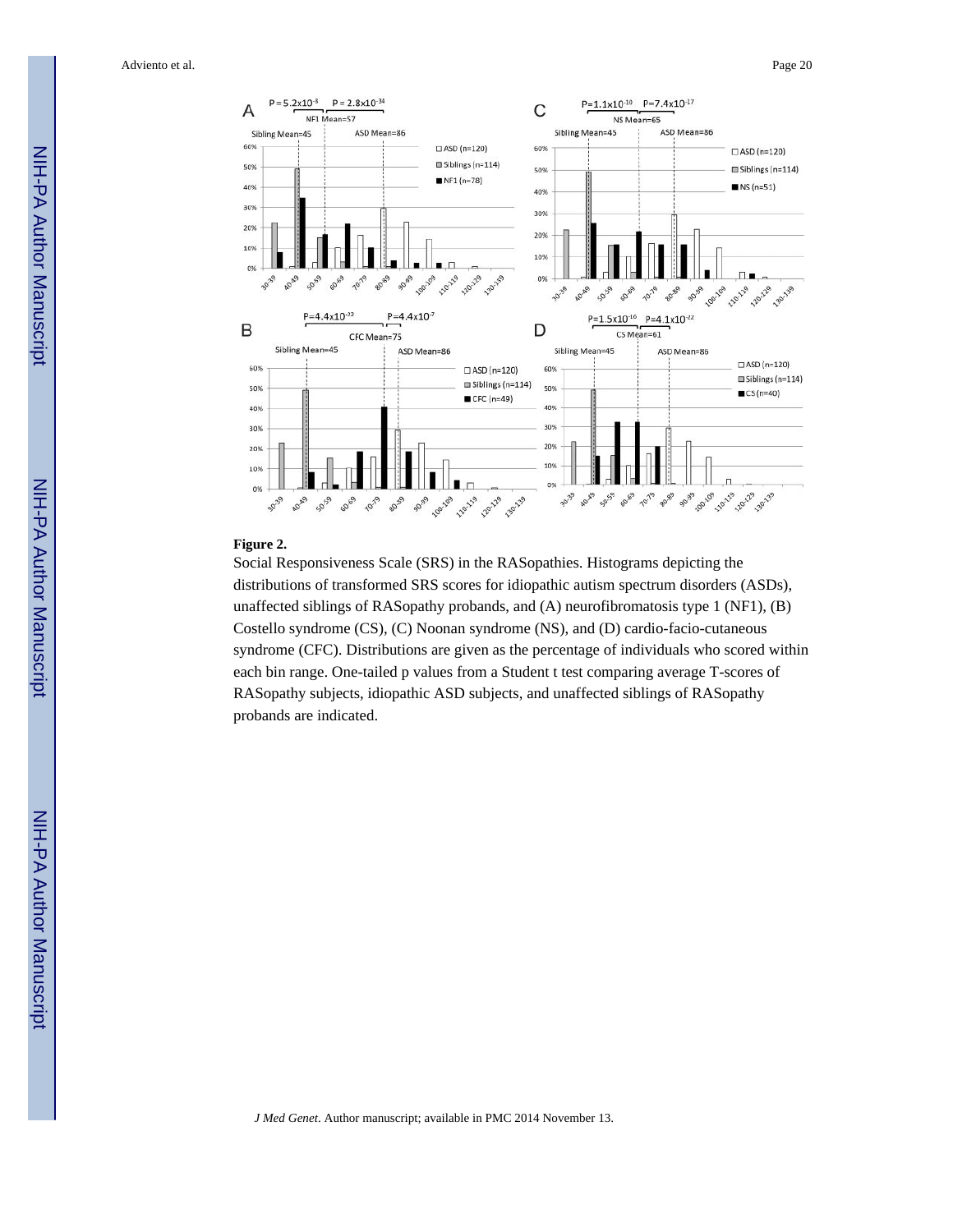**Figure 2.**

Social Responsiveness Scale (SRS) in the RASopathies. Histograms depicting the distributions of transformed SRS scores for idiopathic autism spectrum disorders (ASDs), unaffected siblings of RASopathy probands, and (A) neurofibromatosis type 1 (NF1), (B) Costello syndrome (CS), (C) Noonan syndrome (NS), and (D) cardio-facio-cutaneous syndrome (CFC). Distributions are given as the percentage of individuals who scored within each bin range. One-tailed p values from a Student t test comparing average T-scores of RASopathy subjects, idiopathic ASD subjects, and unaffected siblings of RASopathy probands are indicated.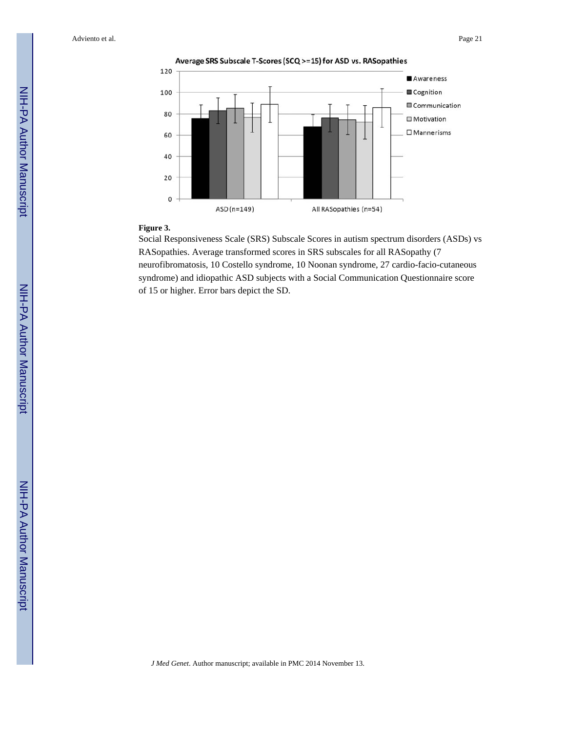**Figure 3.**

Social Responsiveness Scale (SRS) Subscale Scores in autism spectrum disorders (ASDs) vs RASopathies. Average transformed scores in SRS subscales for all RASopathy (7 neurofibromatosis, 10 Costello syndrome, 10 Noonan syndrome, 27 cardio-facio-cutaneous syndrome) and idiopathic ASD subjects with a Social Communication Questionnaire score of 15 or higher. Error bars depict the SD.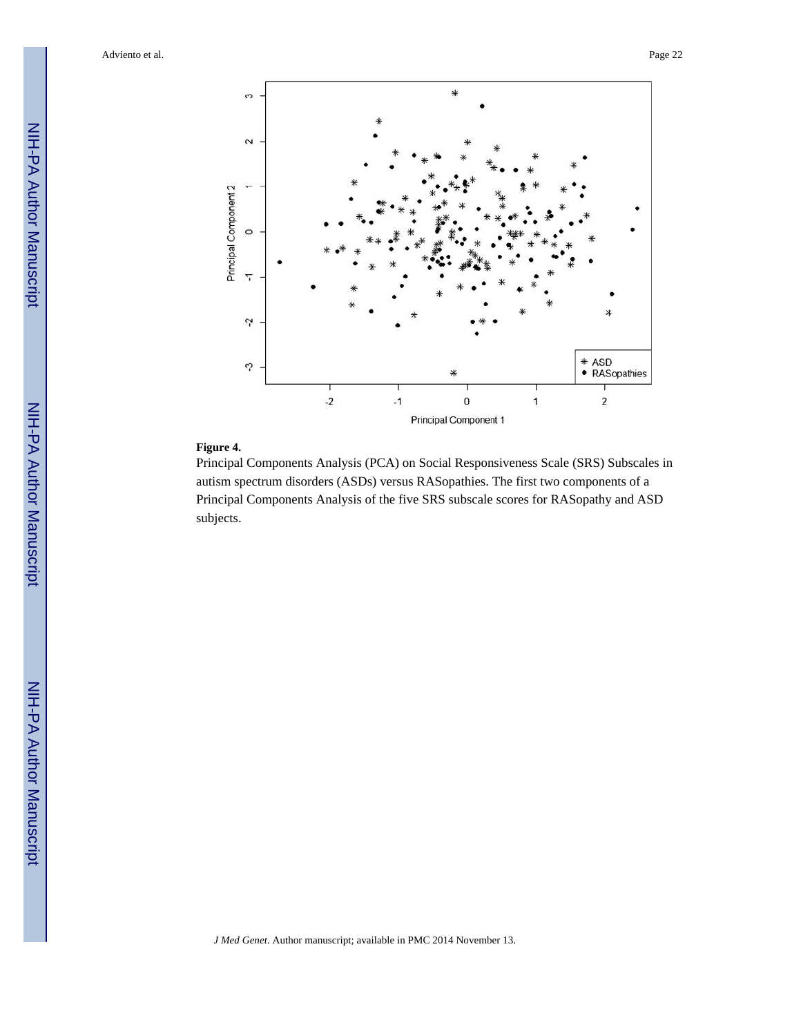**Figure 4.**

Principal Components Analysis (PCA) on Social Responsiveness Scale (SRS) Subscales in autism spectrum disorders (ASDs) versus RASopathies. The first two components of a Principal Components Analysis of the five SRS subscale scores for RASopathy and ASD subjects.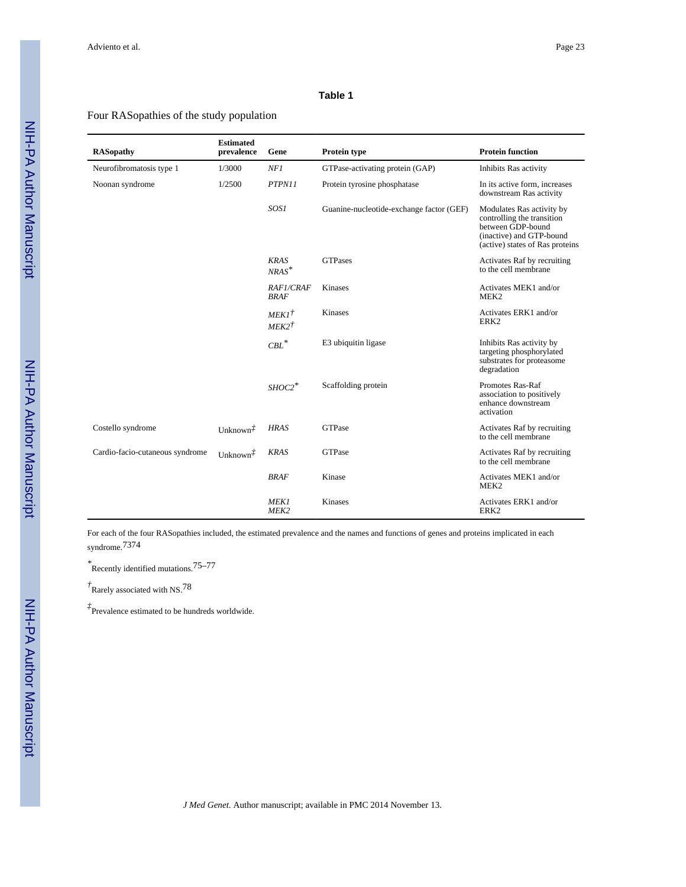**Table 1**

Four RASopathies of the study population

| RASopathy | Estimated prevalence | Gene | Protein type | Protein function |
|---|---|---|---|---|
| Neurofibromatosis type 1 | 1/3000 | *NF1* | GTPase-activating protein (GAP) | Inhibits Ras activity |
| Noonan syndrome | 1/2500 | *PTPN11* | Protein tyrosine phosphatase | In its active form, increases downstream Ras activity |
| | | *SOS1* | Guanine-nucleotide-exchange factor (GEF) | Modulates Ras activity by controlling the transition between GDP-bound (inactive) and GTP-bound (active) states of Ras proteins |
| | | *KRAS* *NRAS** | GTPases | Activates Raf by recruiting to the cell membrane |
| | | *RAF1/CRAF* *BRAF* | Kinases | Activates MEK1 and/or MEK2 |
| | | *MEK1*† *MEK2*† | Kinases | Activates ERK1 and/or ERK2 |
| | | *CBL** | E3 ubiquitin ligase | Inhibits Ras activity by targeting phosphorylated substrates for proteasome degradation |
| | | *SHOC2** | Scaffolding protein | Promotes Ras-Raf association to positively enhance downstream activation |
| Costello syndrome | Unknown‡ | *HRAS* | GTPase | Activates Raf by recruiting to the cell membrane |
| Cardio-facio-cutaneous syndrome | Unknown‡ | *KRAS* | GTPase | Activates Raf by recruiting to the cell membrane |
| | | *BRAF* | Kinase | Activates MEK1 and/or MEK2 |
| | | *MEK1* *MEK2* | Kinases | Activates ERK1 and/or ERK2 |

For each of the four RASopathies included, the estimated prevalence and the names and functions of genes and proteins implicated in each syndrome.[73,74]

*Recently identified mutations.[75–77]

†Rarely associated with NS.[78]

‡Prevalence estimated to be hundreds worldwide.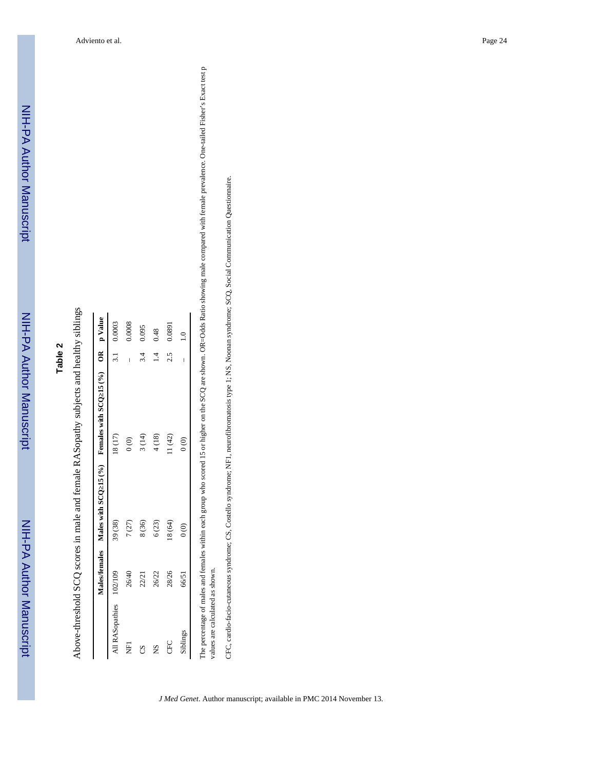## Table 2

Above-threshold SCQ scores in male and female RASopathy subjects and healthy siblings

| | Males/females | Males with SCQ≥15 (%) | Females with SCQ≥15 (%) | OR | p Value |
|---|---|---|---|---|---|
| All RASopathies | 102/109 | 39 (38) | 18 (17) | 3.1 | 0.0003 |
| NF1 | 26/40 | 7 (27) | 0 (0) | – | 0.0008 |
| CS | 22/21 | 8 (36) | 3 (14) | 3.4 | 0.095 |
| NS | 26/22 | 6 (23) | 4 (18) | 1.4 | 0.48 |
| CFC | 28/26 | 18 (64) | 11 (42) | 2.5 | 0.0891 |
| Siblings | 66/51 | 0 (0) | 0 (0) | – | 1.0 |

The percentage of males and females within each group who scored 15 or higher on the SCQ are shown. OR=Odds Ratio showing male compared with female prevalence. One-tailed Fisher's Exact test p values are calculated as shown.

CFC, cardio-facio-cutaneous syndrome; CS, Costello syndrome; NF1, neurofibromatosis type 1; NS, Noonan syndrome; SCQ, Social Communication Questionnaire.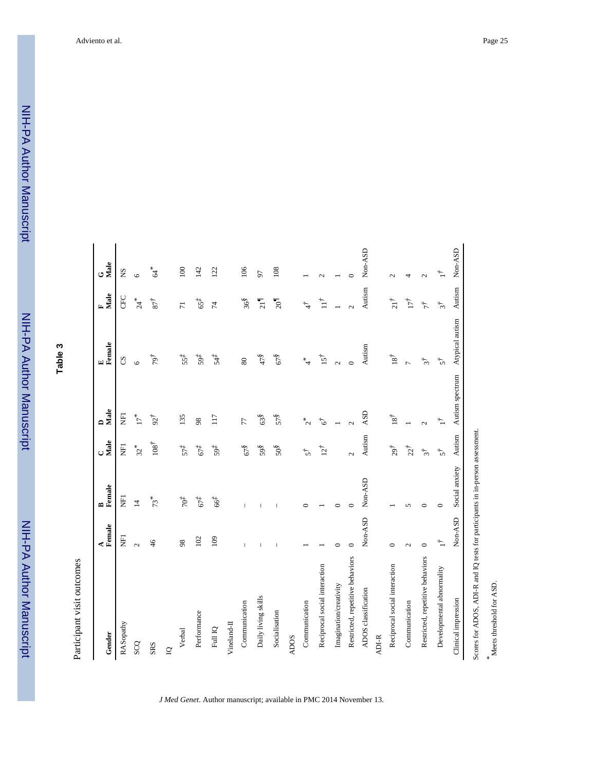# Table 3

Participant visit outcomes

| Gender | A Female | B Female | C Male | D Male | E Female | F Male | G Male |
|---|---|---|---|---|---|---|---|
| RASopathy | NF1 | NF1 | NF1 | NF1 | CS | CFC | NS |
| SCQ | 2 | 14 | 32* | 17* | 6 | 24* | 6 |
| SRS | 46 | 73* | 108† | 92† | 79† | 87† | 64* |
| IQ | | | | | | | |
| Verbal | 98 | 70‡ | 57‡ | 135 | 55‡ | 71 | 100 |
| Performance | 102 | 67‡ | 67‡ | 98 | 59‡ | 65‡ | 142 |
| Full IQ | 109 | 66‡ | 59‡ | 117 | 54‡ | 74 | 122 |
| Vineland-II | | | | | | | |
| Communication | – | – | 67§ | 77 | 80 | 36§ | 106 |
| Daily living skills | – | – | 59§ | 63§ | 47§ | 21¶ | 97 |
| Socialisation | – | – | 50§ | 57§ | 67§ | 20¶ | 108 |
| ADOS | | | | | | | |
| Communication | 1 | 0 | 5† | 2* | 4* | 4† | 1 |
| Reciprocal social interaction | 1 | 1 | 12† | 6† | 15† | 11† | 2 |
| Imagination/creativity | 0 | 0 | | 1 | 2 | 1 | 1 |
| Restricted, repetitive behaviors | 0 | 0 | 2 | 2 | 0 | 2 | 0 |
| ADOS classification | Non-ASD | Non-ASD | Autism | ASD | Autism | Autism | Non-ASD |
| ADI-R | | | | | | | |
| Reciprocal social interaction | 0 | 1 | 29† | 18† | 18† | 21† | 2 |
| Communication | 2 | 5 | 22† | 1 | 7 | 17† | 4 |
| Restricted, repetitive behaviors | 0 | 0 | 3† | 2 | 3† | 7† | 2 |
| Developmental abnormality | 1† | 0 | 5† | 1† | 5† | 3† | 1† |
| Clinical impression | Non-ASD | Social anxiety | Autism | Autism spectrum | Atypical autism | Autism | Non-ASD |

Scores for ADOS, ADI-R and IQ tests for participants in in-person assessment.

\* Meets threshold for ASD.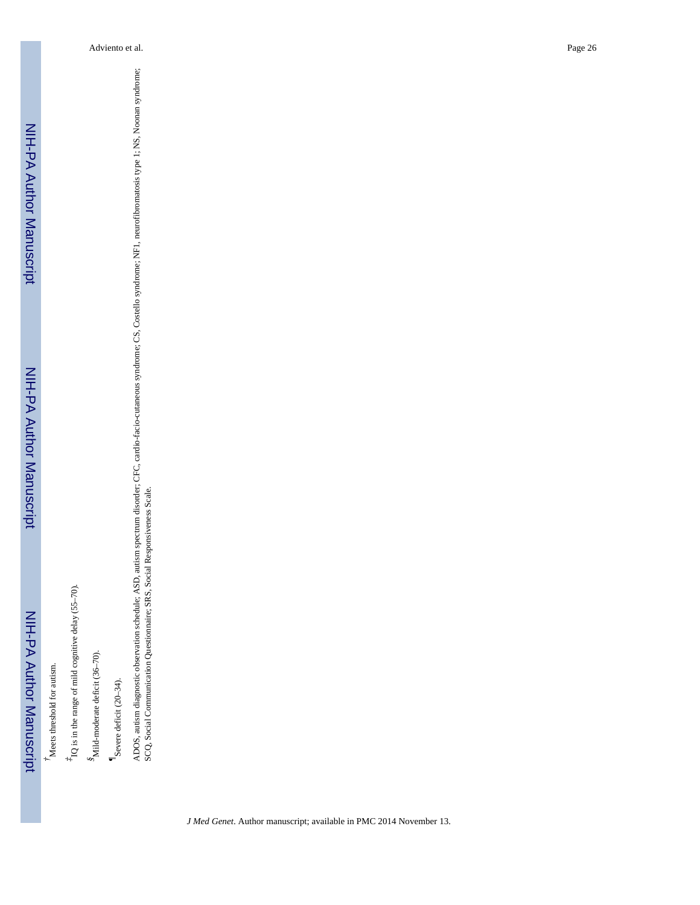†Meets threshold for autism.

‡IQ is in the range of mild cognitive delay (55–70).

§Mild-moderate deficit (36–70).

¶Severe deficit (20–34).

ADOS, autism diagnostic observation schedule; ASD, autism spectrum disorder; CFC, cardio-facio-cutaneous syndrome; CS, Costello syndrome; NF1, neurofibromatosis type 1; NS, Noonan syndrome; SCQ, Social Communication Questionnaire; SRS, Social Responsiveness Scale.